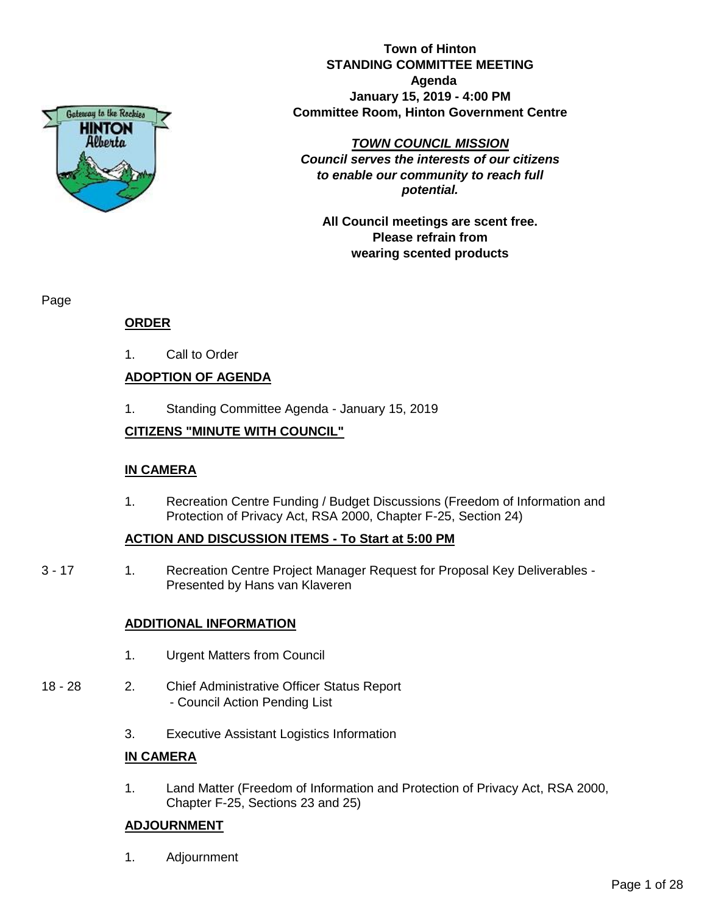**Town of Hinton**
**STANDING COMMITTEE MEETING**
**Agenda**
**January 15, 2019 - 4:00 PM**
**Committee Room, Hinton Government Centre**

***TOWN COUNCIL MISSION***
***Council serves the interests of our citizens to enable our community to reach full potential.***

**All Council meetings are scent free. Please refrain from wearing scented products**

Page

## ORDER

1. Call to Order

## ADOPTION OF AGENDA

1. Standing Committee Agenda - January 15, 2019

## CITIZENS "MINUTE WITH COUNCIL"

## IN CAMERA

1. Recreation Centre Funding / Budget Discussions (Freedom of Information and Protection of Privacy Act, RSA 2000, Chapter F-25, Section 24)

## ACTION AND DISCUSSION ITEMS - To Start at 5:00 PM

3 - 17 &nbsp;&nbsp; 1. Recreation Centre Project Manager Request for Proposal Key Deliverables - Presented by Hans van Klaveren

## ADDITIONAL INFORMATION

1. Urgent Matters from Council

18 - 28 &nbsp;&nbsp; 2. Chief Administrative Officer Status Report
   - Council Action Pending List

3. Executive Assistant Logistics Information

## IN CAMERA

1. Land Matter (Freedom of Information and Protection of Privacy Act, RSA 2000, Chapter F-25, Sections 23 and 25)

## ADJOURNMENT

1. Adjournment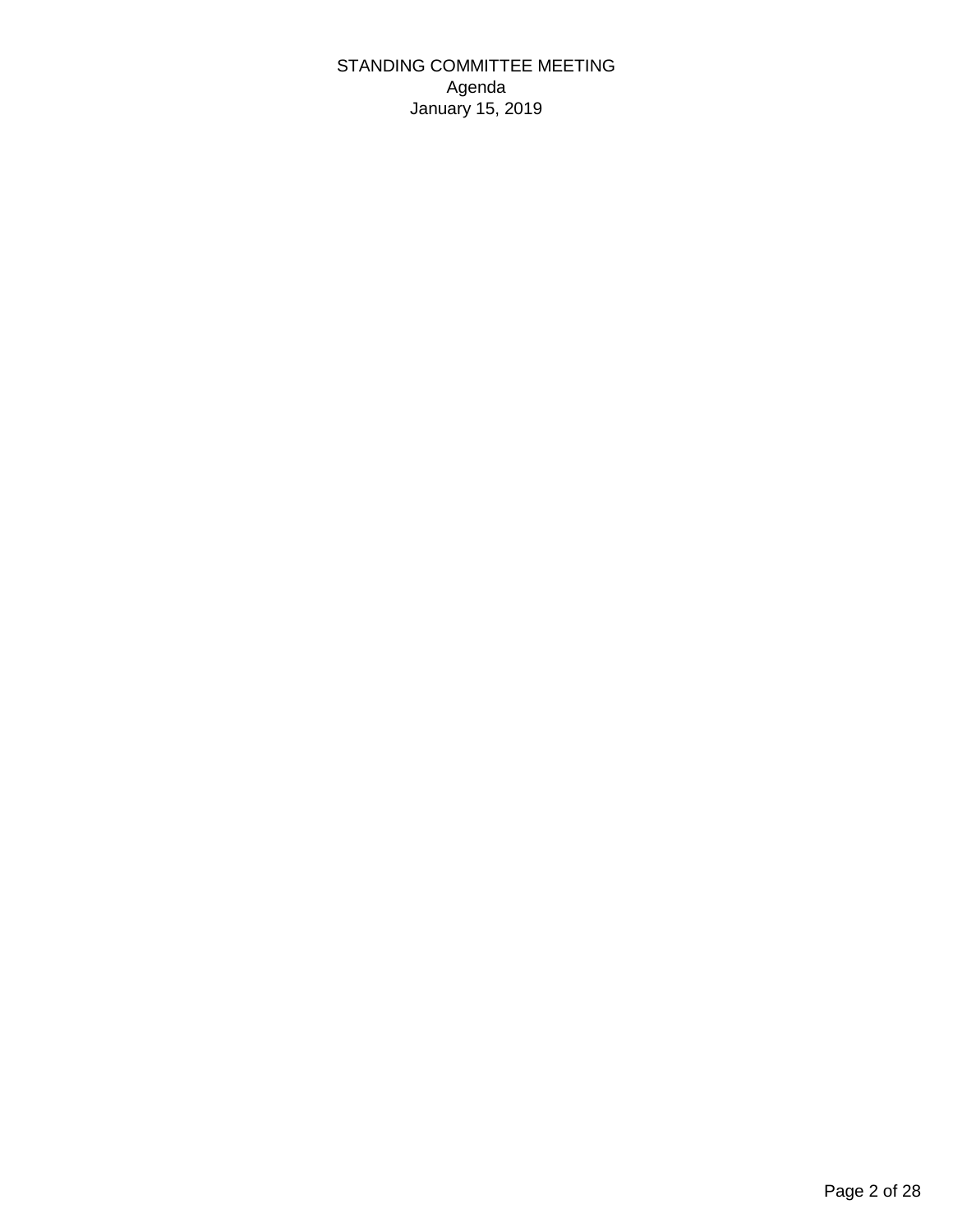STANDING COMMITTEE MEETING
Agenda
January 15, 2019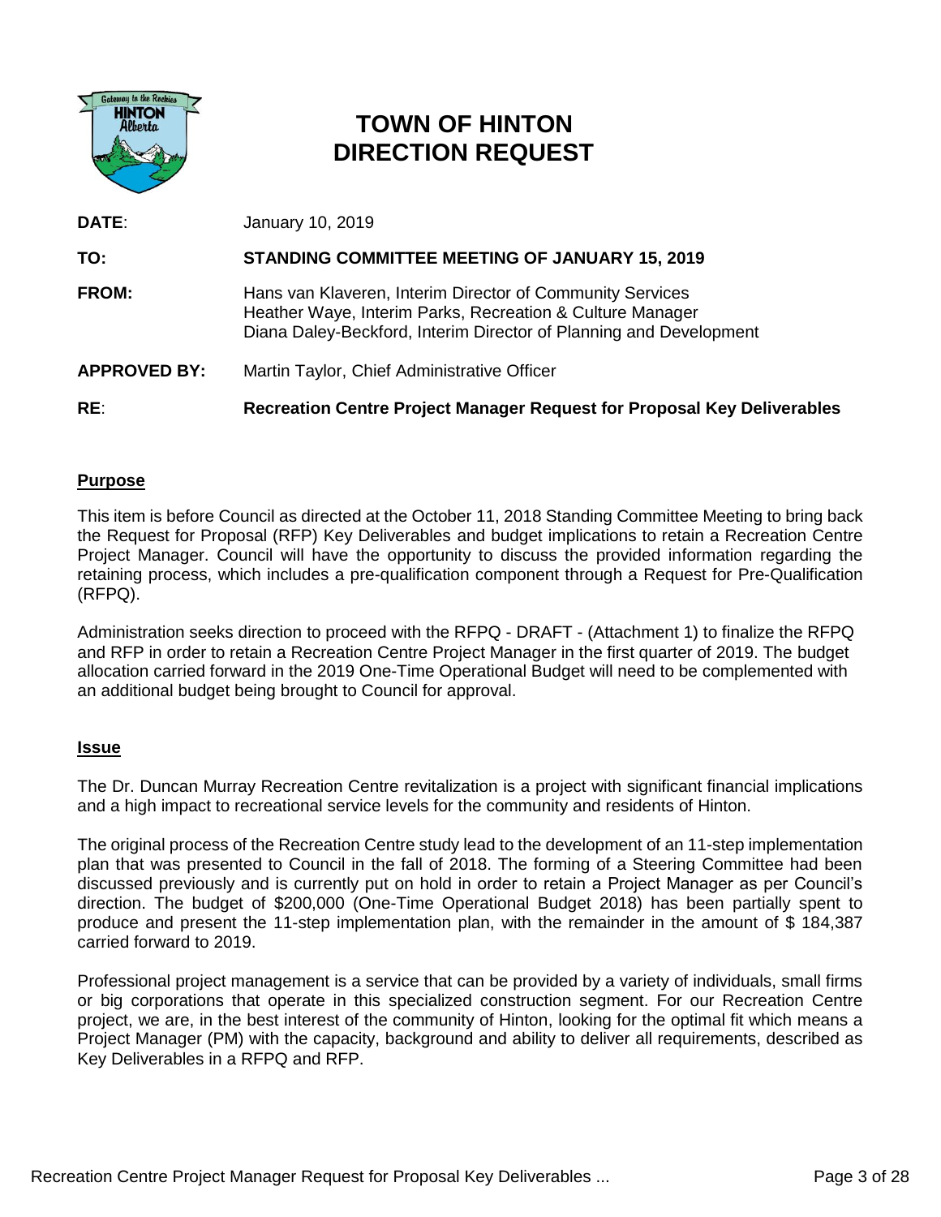# TOWN OF HINTON
# DIRECTION REQUEST

| | |
|---|---|
| **DATE**: | January 10, 2019 |
| **TO:** | **STANDING COMMITTEE MEETING OF JANUARY 15, 2019** |
| **FROM:** | Hans van Klaveren, Interim Director of Community Services<br>Heather Waye, Interim Parks, Recreation & Culture Manager<br>Diana Daley-Beckford, Interim Director of Planning and Development |
| **APPROVED BY:** | Martin Taylor, Chief Administrative Officer |
| **RE**: | **Recreation Centre Project Manager Request for Proposal Key Deliverables** |

## Purpose

This item is before Council as directed at the October 11, 2018 Standing Committee Meeting to bring back the Request for Proposal (RFP) Key Deliverables and budget implications to retain a Recreation Centre Project Manager. Council will have the opportunity to discuss the provided information regarding the retaining process, which includes a pre-qualification component through a Request for Pre-Qualification (RFPQ).

Administration seeks direction to proceed with the RFPQ - DRAFT - (Attachment 1) to finalize the RFPQ and RFP in order to retain a Recreation Centre Project Manager in the first quarter of 2019. The budget allocation carried forward in the 2019 One-Time Operational Budget will need to be complemented with an additional budget being brought to Council for approval.

## Issue

The Dr. Duncan Murray Recreation Centre revitalization is a project with significant financial implications and a high impact to recreational service levels for the community and residents of Hinton.

The original process of the Recreation Centre study lead to the development of an 11-step implementation plan that was presented to Council in the fall of 2018. The forming of a Steering Committee had been discussed previously and is currently put on hold in order to retain a Project Manager as per Council's direction. The budget of $200,000 (One-Time Operational Budget 2018) has been partially spent to produce and present the 11-step implementation plan, with the remainder in the amount of $ 184,387 carried forward to 2019.

Professional project management is a service that can be provided by a variety of individuals, small firms or big corporations that operate in this specialized construction segment. For our Recreation Centre project, we are, in the best interest of the community of Hinton, looking for the optimal fit which means a Project Manager (PM) with the capacity, background and ability to deliver all requirements, described as Key Deliverables in a RFPQ and RFP.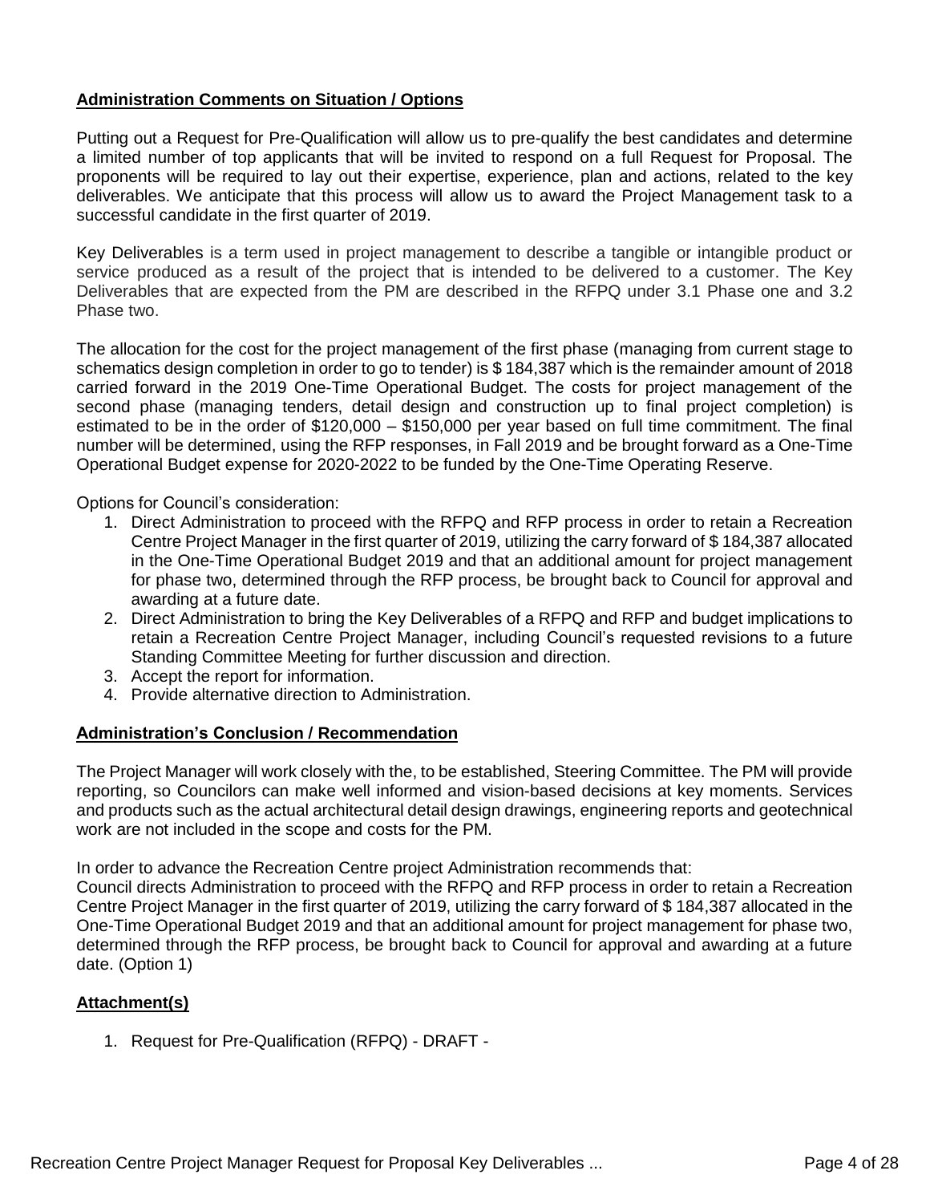## Administration Comments on Situation / Options

Putting out a Request for Pre-Qualification will allow us to pre-qualify the best candidates and determine a limited number of top applicants that will be invited to respond on a full Request for Proposal. The proponents will be required to lay out their expertise, experience, plan and actions, related to the key deliverables. We anticipate that this process will allow us to award the Project Management task to a successful candidate in the first quarter of 2019.

Key Deliverables is a term used in project management to describe a tangible or intangible product or service produced as a result of the project that is intended to be delivered to a customer. The Key Deliverables that are expected from the PM are described in the RFPQ under 3.1 Phase one and 3.2 Phase two.

The allocation for the cost for the project management of the first phase (managing from current stage to schematics design completion in order to go to tender) is $ 184,387 which is the remainder amount of 2018 carried forward in the 2019 One-Time Operational Budget. The costs for project management of the second phase (managing tenders, detail design and construction up to final project completion) is estimated to be in the order of $120,000 – $150,000 per year based on full time commitment. The final number will be determined, using the RFP responses, in Fall 2019 and be brought forward as a One-Time Operational Budget expense for 2020-2022 to be funded by the One-Time Operating Reserve.

Options for Council's consideration:

1. Direct Administration to proceed with the RFPQ and RFP process in order to retain a Recreation Centre Project Manager in the first quarter of 2019, utilizing the carry forward of $ 184,387 allocated in the One-Time Operational Budget 2019 and that an additional amount for project management for phase two, determined through the RFP process, be brought back to Council for approval and awarding at a future date.
2. Direct Administration to bring the Key Deliverables of a RFPQ and RFP and budget implications to retain a Recreation Centre Project Manager, including Council's requested revisions to a future Standing Committee Meeting for further discussion and direction.
3. Accept the report for information.
4. Provide alternative direction to Administration.

## Administration's Conclusion / Recommendation

The Project Manager will work closely with the, to be established, Steering Committee. The PM will provide reporting, so Councilors can make well informed and vision-based decisions at key moments. Services and products such as the actual architectural detail design drawings, engineering reports and geotechnical work are not included in the scope and costs for the PM.

In order to advance the Recreation Centre project Administration recommends that:
Council directs Administration to proceed with the RFPQ and RFP process in order to retain a Recreation Centre Project Manager in the first quarter of 2019, utilizing the carry forward of $ 184,387 allocated in the One-Time Operational Budget 2019 and that an additional amount for project management for phase two, determined through the RFP process, be brought back to Council for approval and awarding at a future date. (Option 1)

## Attachment(s)

1. Request for Pre-Qualification (RFPQ) - DRAFT -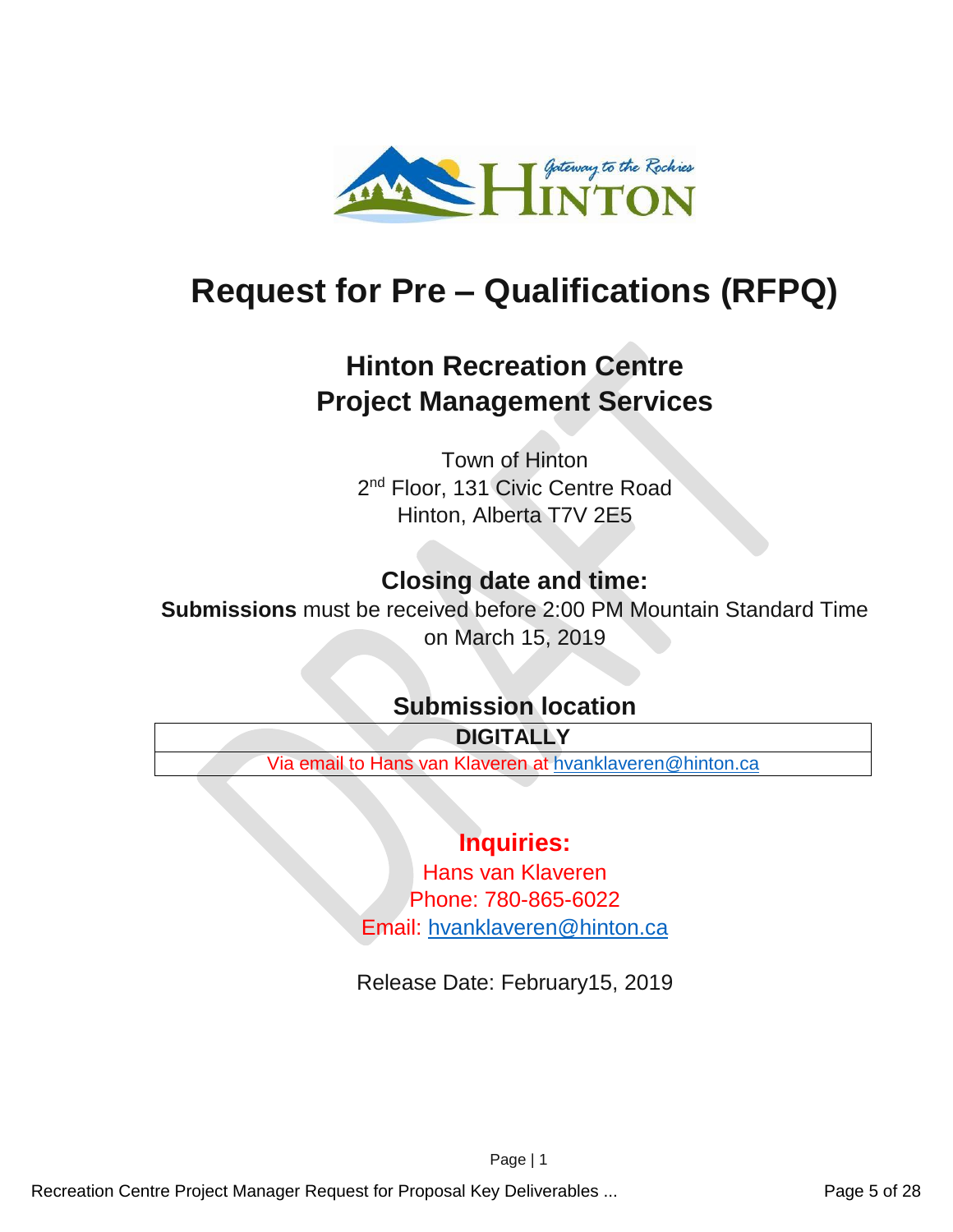# Request for Pre – Qualifications (RFPQ)

## Hinton Recreation Centre Project Management Services

Town of Hinton
2nd Floor, 131 Civic Centre Road
Hinton, Alberta T7V 2E5

### Closing date and time:

**Submissions** must be received before 2:00 PM Mountain Standard Time on March 15, 2019

### Submission location

| DIGITALLY |
|---|
| Via email to Hans van Klaveren at hvanklaveren@hinton.ca |

### Inquiries:

Hans van Klaveren
Phone: 780-865-6022
Email: hvanklaveren@hinton.ca

Release Date: February15, 2019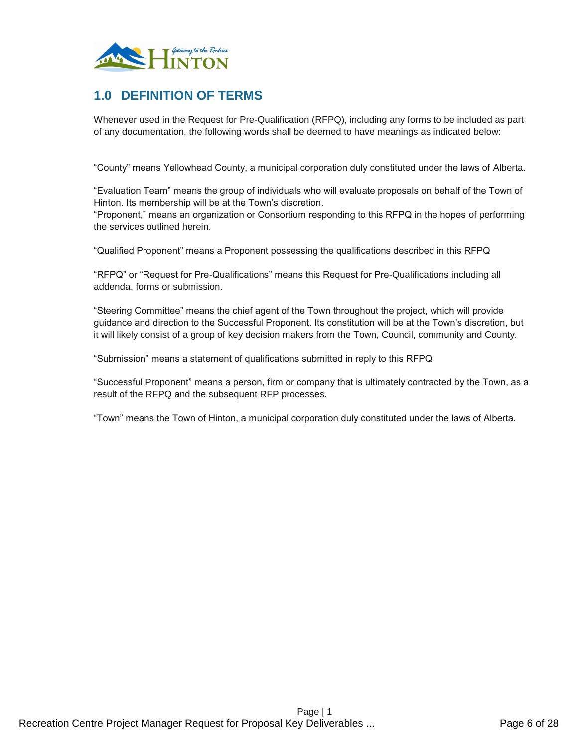## 1.0 DEFINITION OF TERMS

Whenever used in the Request for Pre-Qualification (RFPQ), including any forms to be included as part of any documentation, the following words shall be deemed to have meanings as indicated below:

“County” means Yellowhead County, a municipal corporation duly constituted under the laws of Alberta.

“Evaluation Team” means the group of individuals who will evaluate proposals on behalf of the Town of Hinton. Its membership will be at the Town’s discretion.
“Proponent,” means an organization or Consortium responding to this RFPQ in the hopes of performing the services outlined herein.

“Qualified Proponent” means a Proponent possessing the qualifications described in this RFPQ

“RFPQ” or “Request for Pre-Qualifications” means this Request for Pre-Qualifications including all addenda, forms or submission.

“Steering Committee” means the chief agent of the Town throughout the project, which will provide guidance and direction to the Successful Proponent. Its constitution will be at the Town’s discretion, but it will likely consist of a group of key decision makers from the Town, Council, community and County.

“Submission” means a statement of qualifications submitted in reply to this RFPQ

“Successful Proponent” means a person, firm or company that is ultimately contracted by the Town, as a result of the RFPQ and the subsequent RFP processes.

“Town” means the Town of Hinton, a municipal corporation duly constituted under the laws of Alberta.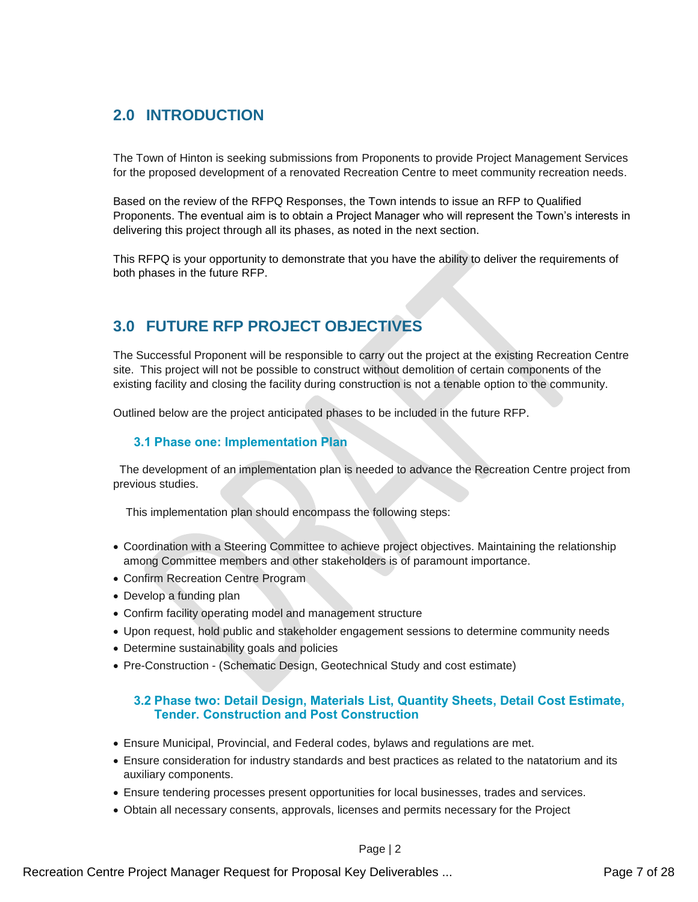## 2.0 INTRODUCTION

The Town of Hinton is seeking submissions from Proponents to provide Project Management Services for the proposed development of a renovated Recreation Centre to meet community recreation needs.

Based on the review of the RFPQ Responses, the Town intends to issue an RFP to Qualified Proponents. The eventual aim is to obtain a Project Manager who will represent the Town's interests in delivering this project through all its phases, as noted in the next section.

This RFPQ is your opportunity to demonstrate that you have the ability to deliver the requirements of both phases in the future RFP.

## 3.0 FUTURE RFP PROJECT OBJECTIVES

The Successful Proponent will be responsible to carry out the project at the existing Recreation Centre site. This project will not be possible to construct without demolition of certain components of the existing facility and closing the facility during construction is not a tenable option to the community.

Outlined below are the project anticipated phases to be included in the future RFP.

### 3.1 Phase one: Implementation Plan

The development of an implementation plan is needed to advance the Recreation Centre project from previous studies.

This implementation plan should encompass the following steps:

- Coordination with a Steering Committee to achieve project objectives. Maintaining the relationship among Committee members and other stakeholders is of paramount importance.
- Confirm Recreation Centre Program
- Develop a funding plan
- Confirm facility operating model and management structure
- Upon request, hold public and stakeholder engagement sessions to determine community needs
- Determine sustainability goals and policies
- Pre-Construction - (Schematic Design, Geotechnical Study and cost estimate)

### 3.2 Phase two: Detail Design, Materials List, Quantity Sheets, Detail Cost Estimate, Tender. Construction and Post Construction

- Ensure Municipal, Provincial, and Federal codes, bylaws and regulations are met.
- Ensure consideration for industry standards and best practices as related to the natatorium and its auxiliary components.
- Ensure tendering processes present opportunities for local businesses, trades and services.
- Obtain all necessary consents, approvals, licenses and permits necessary for the Project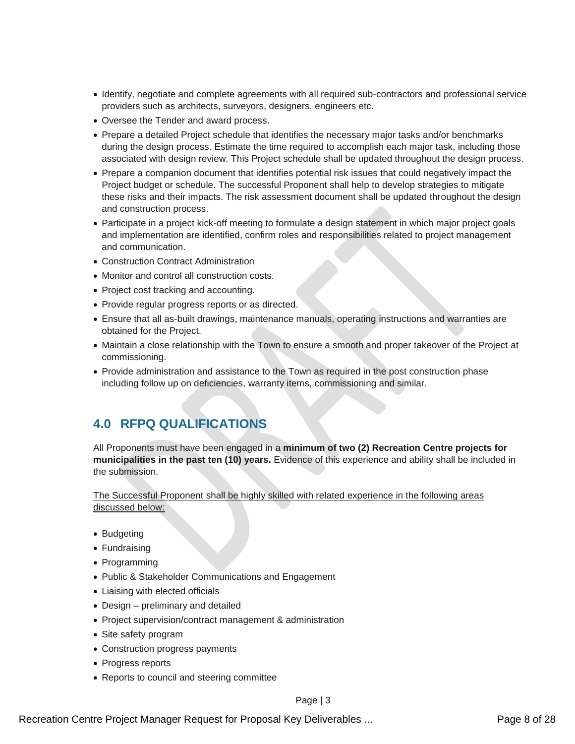- Identify, negotiate and complete agreements with all required sub-contractors and professional service providers such as architects, surveyors, designers, engineers etc.
- Oversee the Tender and award process.
- Prepare a detailed Project schedule that identifies the necessary major tasks and/or benchmarks during the design process. Estimate the time required to accomplish each major task, including those associated with design review. This Project schedule shall be updated throughout the design process.
- Prepare a companion document that identifies potential risk issues that could negatively impact the Project budget or schedule. The successful Proponent shall help to develop strategies to mitigate these risks and their impacts. The risk assessment document shall be updated throughout the design and construction process.
- Participate in a project kick-off meeting to formulate a design statement in which major project goals and implementation are identified, confirm roles and responsibilities related to project management and communication.
- Construction Contract Administration
- Monitor and control all construction costs.
- Project cost tracking and accounting.
- Provide regular progress reports or as directed.
- Ensure that all as-built drawings, maintenance manuals, operating instructions and warranties are obtained for the Project.
- Maintain a close relationship with the Town to ensure a smooth and proper takeover of the Project at commissioning.
- Provide administration and assistance to the Town as required in the post construction phase including follow up on deficiencies, warranty items, commissioning and similar.

## 4.0 RFPQ QUALIFICATIONS

All Proponents must have been engaged in a **minimum of two (2) Recreation Centre projects for municipalities in the past ten (10) years.** Evidence of this experience and ability shall be included in the submission.

<u>The Successful Proponent shall be highly skilled with related experience in the following areas discussed below:</u>

- Budgeting
- Fundraising
- Programming
- Public & Stakeholder Communications and Engagement
- Liaising with elected officials
- Design – preliminary and detailed
- Project supervision/contract management & administration
- Site safety program
- Construction progress payments
- Progress reports
- Reports to council and steering committee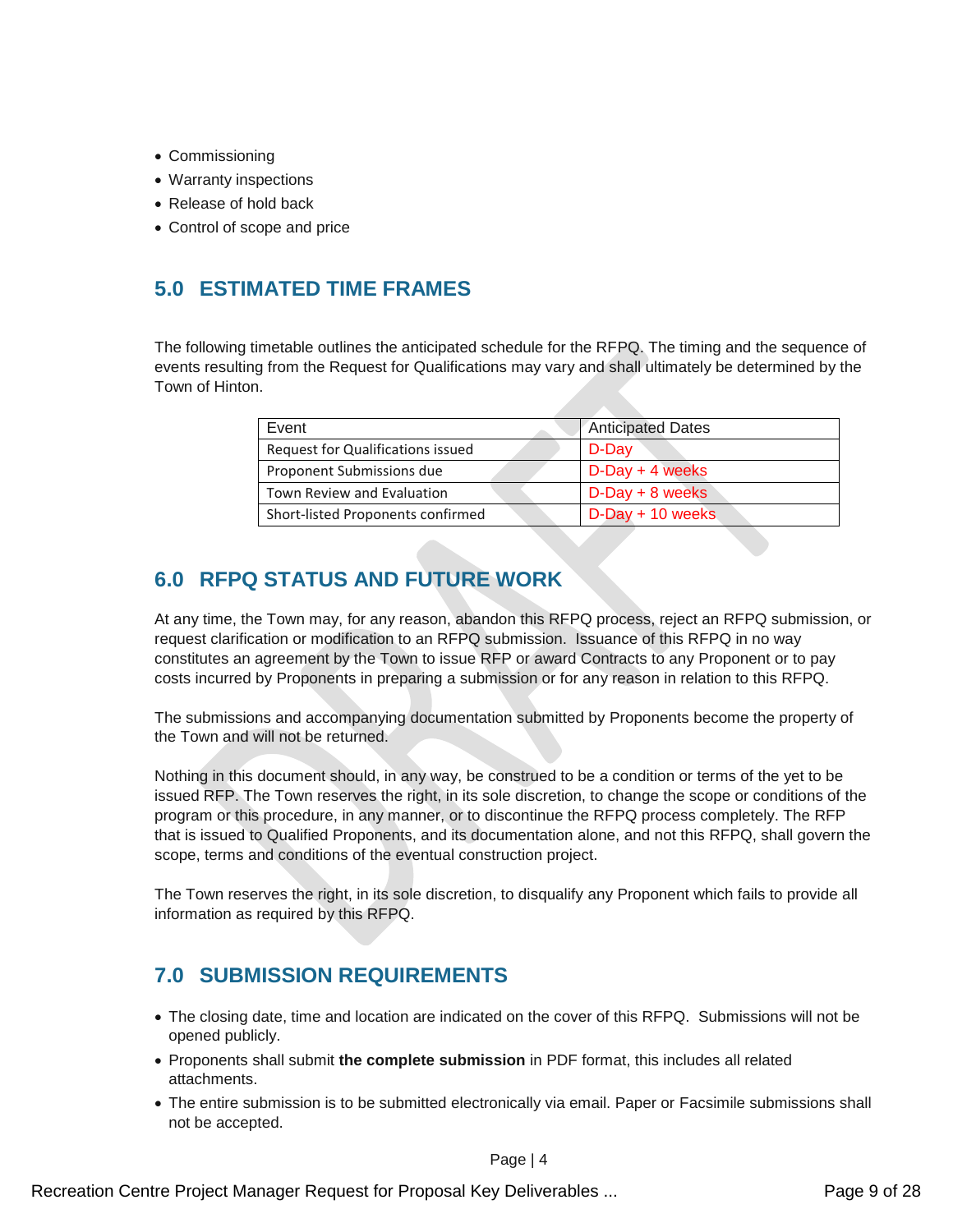- Commissioning
- Warranty inspections
- Release of hold back
- Control of scope and price

## 5.0 ESTIMATED TIME FRAMES

The following timetable outlines the anticipated schedule for the RFPQ. The timing and the sequence of events resulting from the Request for Qualifications may vary and shall ultimately be determined by the Town of Hinton.

| Event | Anticipated Dates |
|---|---|
| Request for Qualifications issued | D-Day |
| Proponent Submissions due | D-Day + 4 weeks |
| Town Review and Evaluation | D-Day + 8 weeks |
| Short-listed Proponents confirmed | D-Day + 10 weeks |

## 6.0 RFPQ STATUS AND FUTURE WORK

At any time, the Town may, for any reason, abandon this RFPQ process, reject an RFPQ submission, or request clarification or modification to an RFPQ submission. Issuance of this RFPQ in no way constitutes an agreement by the Town to issue RFP or award Contracts to any Proponent or to pay costs incurred by Proponents in preparing a submission or for any reason in relation to this RFPQ.

The submissions and accompanying documentation submitted by Proponents become the property of the Town and will not be returned.

Nothing in this document should, in any way, be construed to be a condition or terms of the yet to be issued RFP. The Town reserves the right, in its sole discretion, to change the scope or conditions of the program or this procedure, in any manner, or to discontinue the RFPQ process completely. The RFP that is issued to Qualified Proponents, and its documentation alone, and not this RFPQ, shall govern the scope, terms and conditions of the eventual construction project.

The Town reserves the right, in its sole discretion, to disqualify any Proponent which fails to provide all information as required by this RFPQ.

## 7.0 SUBMISSION REQUIREMENTS

- The closing date, time and location are indicated on the cover of this RFPQ. Submissions will not be opened publicly.
- Proponents shall submit **the complete submission** in PDF format, this includes all related attachments.
- The entire submission is to be submitted electronically via email. Paper or Facsimile submissions shall not be accepted.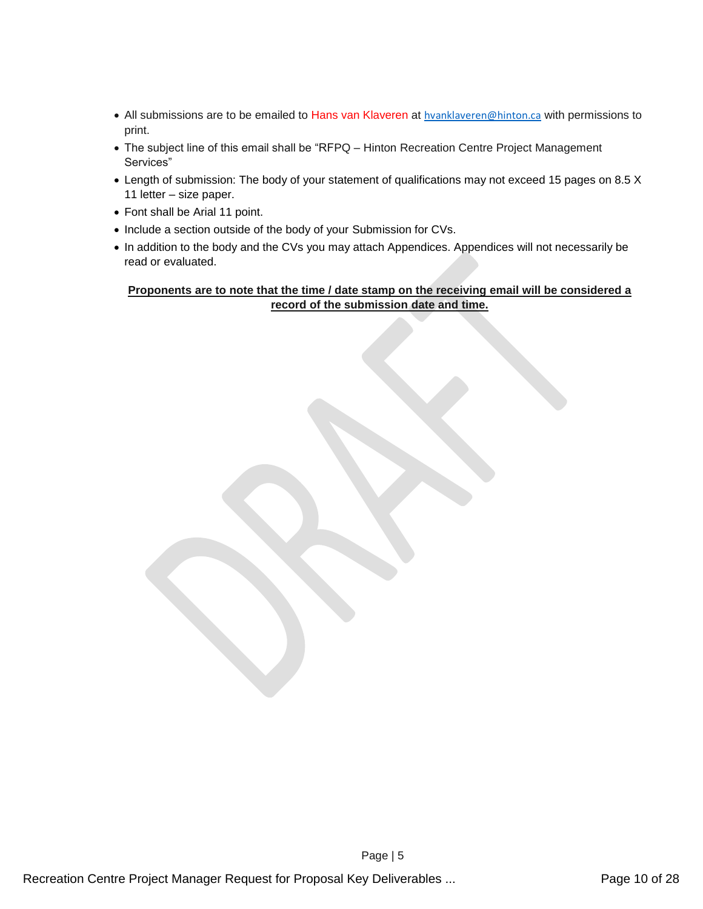- All submissions are to be emailed to Hans van Klaveren at hvanklaveren@hinton.ca with permissions to print.
- The subject line of this email shall be "RFPQ – Hinton Recreation Centre Project Management Services"
- Length of submission: The body of your statement of qualifications may not exceed 15 pages on 8.5 X 11 letter – size paper.
- Font shall be Arial 11 point.
- Include a section outside of the body of your Submission for CVs.
- In addition to the body and the CVs you may attach Appendices. Appendices will not necessarily be read or evaluated.

**Proponents are to note that the time / date stamp on the receiving email will be considered a record of the submission date and time.**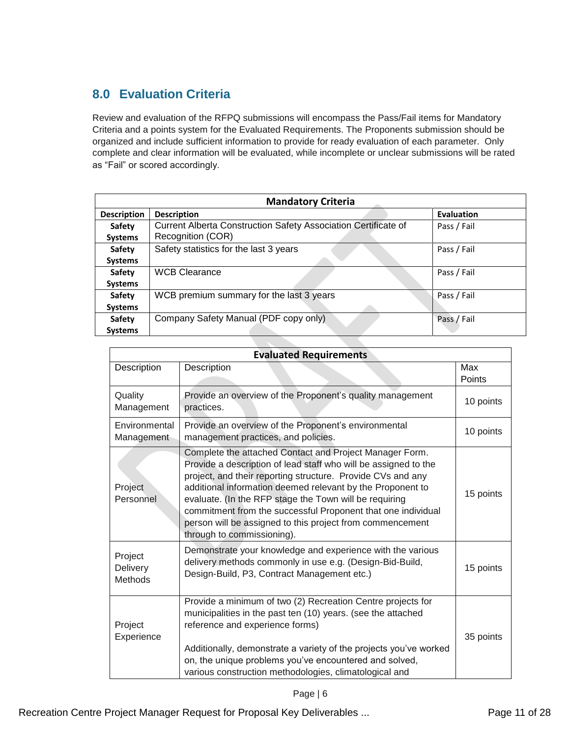## 8.0 Evaluation Criteria

Review and evaluation of the RFPQ submissions will encompass the Pass/Fail items for Mandatory Criteria and a points system for the Evaluated Requirements. The Proponents submission should be organized and include sufficient information to provide for ready evaluation of each parameter. Only complete and clear information will be evaluated, while incomplete or unclear submissions will be rated as "Fail" or scored accordingly.

| Mandatory Criteria | | |
|---|---|---|
| **Description** | **Description** | **Evaluation** |
| **Safety Systems** | Current Alberta Construction Safety Association Certificate of Recognition (COR) | Pass / Fail |
| **Safety Systems** | Safety statistics for the last 3 years | Pass / Fail |
| **Safety Systems** | WCB Clearance | Pass / Fail |
| **Safety Systems** | WCB premium summary for the last 3 years | Pass / Fail |
| **Safety Systems** | Company Safety Manual (PDF copy only) | Pass / Fail |

| Evaluated Requirements | | |
|---|---|---|
| Description | Description | Max Points |
| Quality Management | Provide an overview of the Proponent's quality management practices. | 10 points |
| Environmental Management | Provide an overview of the Proponent's environmental management practices, and policies. | 10 points |
| Project Personnel | Complete the attached Contact and Project Manager Form. Provide a description of lead staff who will be assigned to the project, and their reporting structure. Provide CVs and any additional information deemed relevant by the Proponent to evaluate. (In the RFP stage the Town will be requiring commitment from the successful Proponent that one individual person will be assigned to this project from commencement through to commissioning). | 15 points |
| Project Delivery Methods | Demonstrate your knowledge and experience with the various delivery methods commonly in use e.g. (Design-Bid-Build, Design-Build, P3, Contract Management etc.) | 15 points |
| Project Experience | Provide a minimum of two (2) Recreation Centre projects for municipalities in the past ten (10) years. (see the attached reference and experience forms)<br><br>Additionally, demonstrate a variety of the projects you've worked on, the unique problems you've encountered and solved, various construction methodologies, climatological and | 35 points |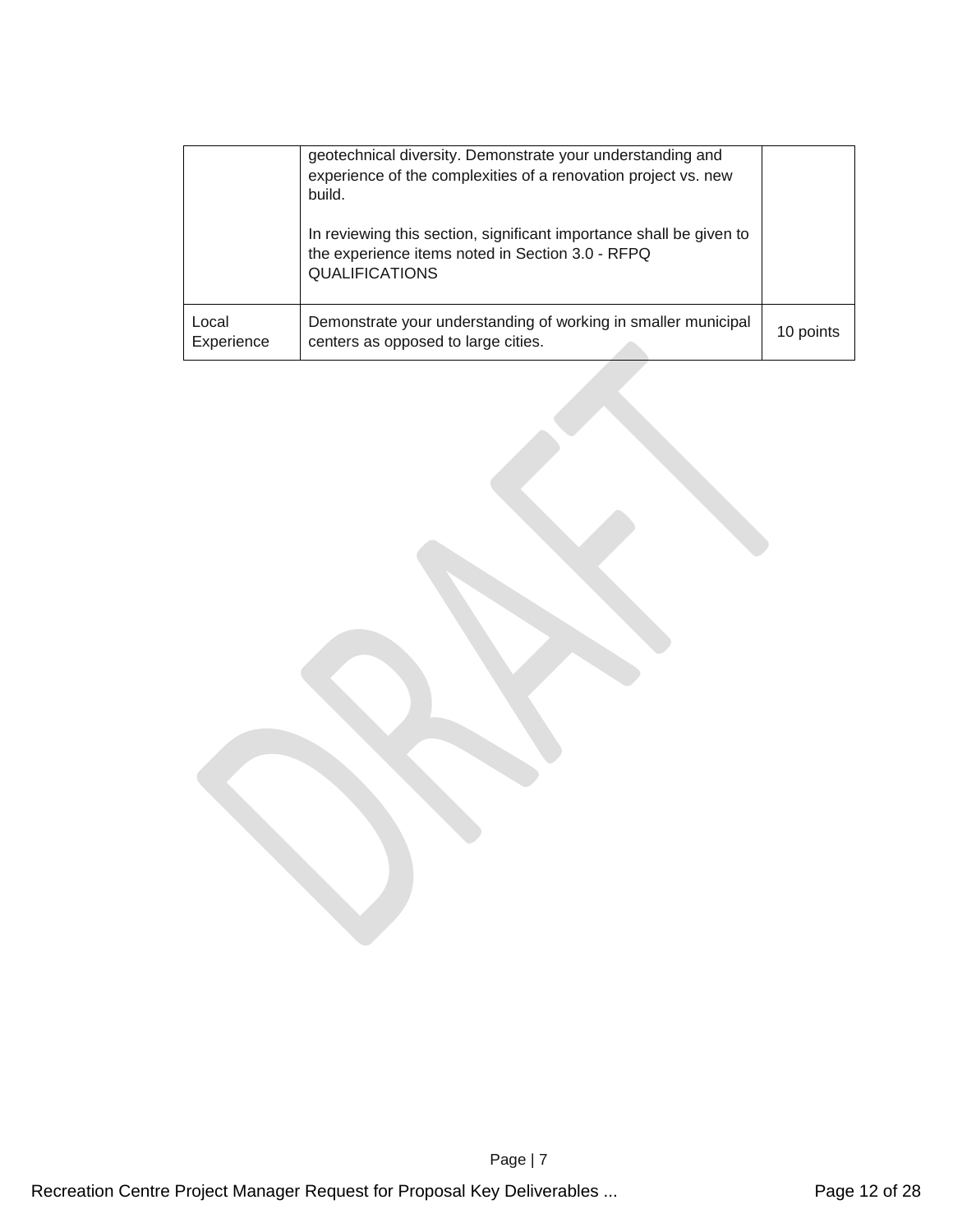| | | |
|---|---|---|
| | geotechnical diversity. Demonstrate your understanding and experience of the complexities of a renovation project vs. new build.<br><br>In reviewing this section, significant importance shall be given to the experience items noted in Section 3.0 - RFPQ QUALIFICATIONS | |
| Local Experience | Demonstrate your understanding of working in smaller municipal centers as opposed to large cities. | 10 points |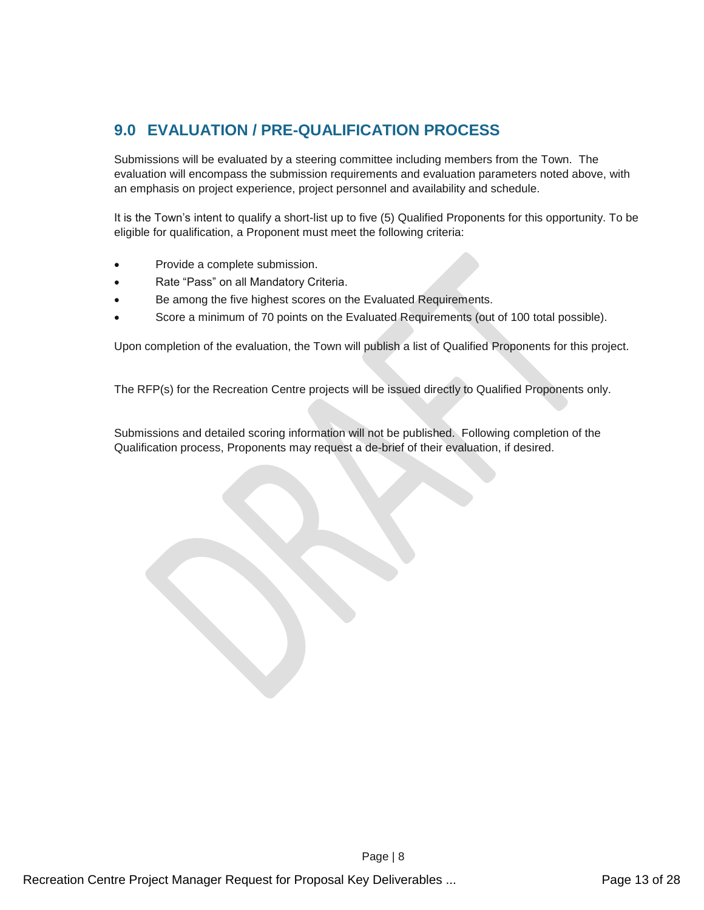## 9.0 EVALUATION / PRE-QUALIFICATION PROCESS

Submissions will be evaluated by a steering committee including members from the Town. The evaluation will encompass the submission requirements and evaluation parameters noted above, with an emphasis on project experience, project personnel and availability and schedule.

It is the Town's intent to qualify a short-list up to five (5) Qualified Proponents for this opportunity. To be eligible for qualification, a Proponent must meet the following criteria:

- Provide a complete submission.
- Rate "Pass" on all Mandatory Criteria.
- Be among the five highest scores on the Evaluated Requirements.
- Score a minimum of 70 points on the Evaluated Requirements (out of 100 total possible).

Upon completion of the evaluation, the Town will publish a list of Qualified Proponents for this project.

The RFP(s) for the Recreation Centre projects will be issued directly to Qualified Proponents only.

Submissions and detailed scoring information will not be published. Following completion of the Qualification process, Proponents may request a de-brief of their evaluation, if desired.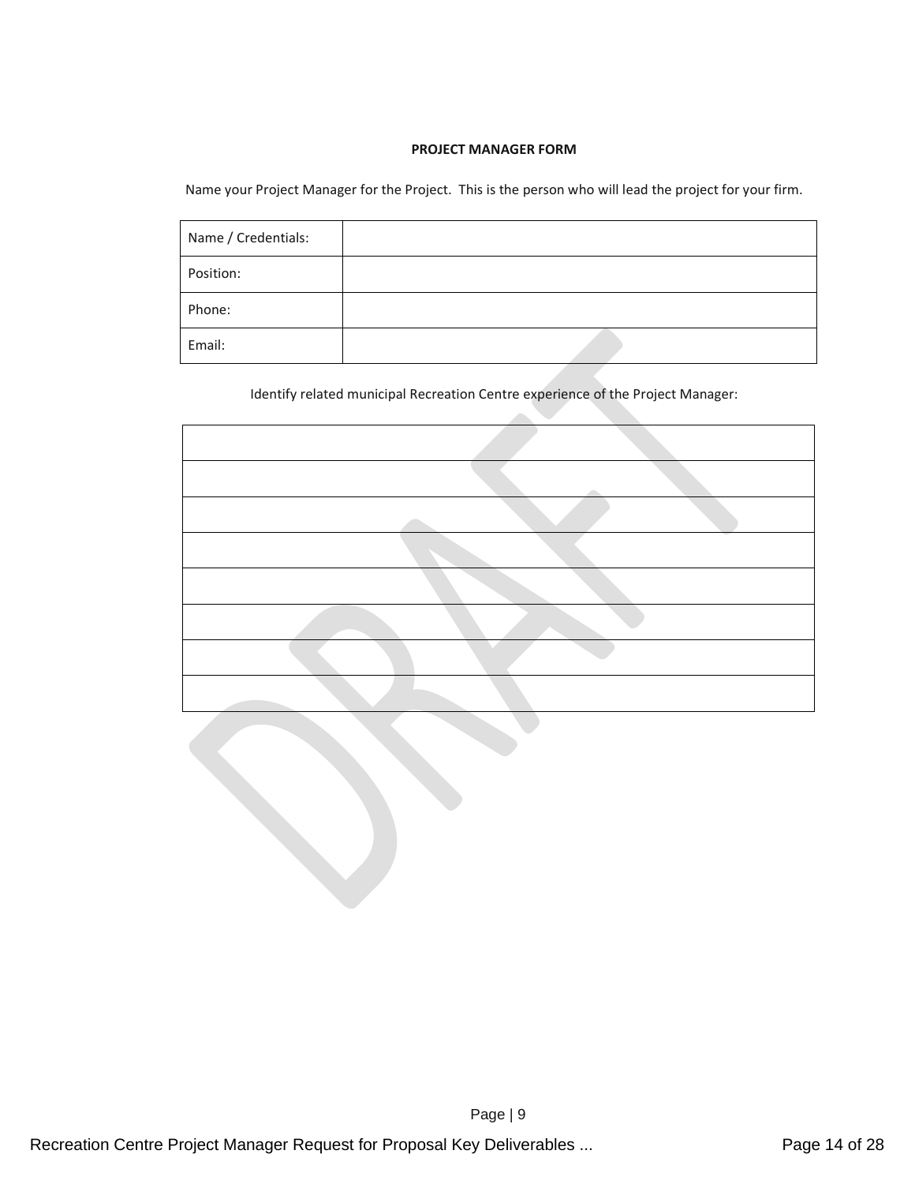**PROJECT MANAGER FORM**

Name your Project Manager for the Project. This is the person who will lead the project for your firm.

| Name / Credentials: | |
|---|---|
| Position: | |
| Phone: | |
| Email: | |

Identify related municipal Recreation Centre experience of the Project Manager:

| |
|---|
| |
| |
| |
| |
| |
| |
| |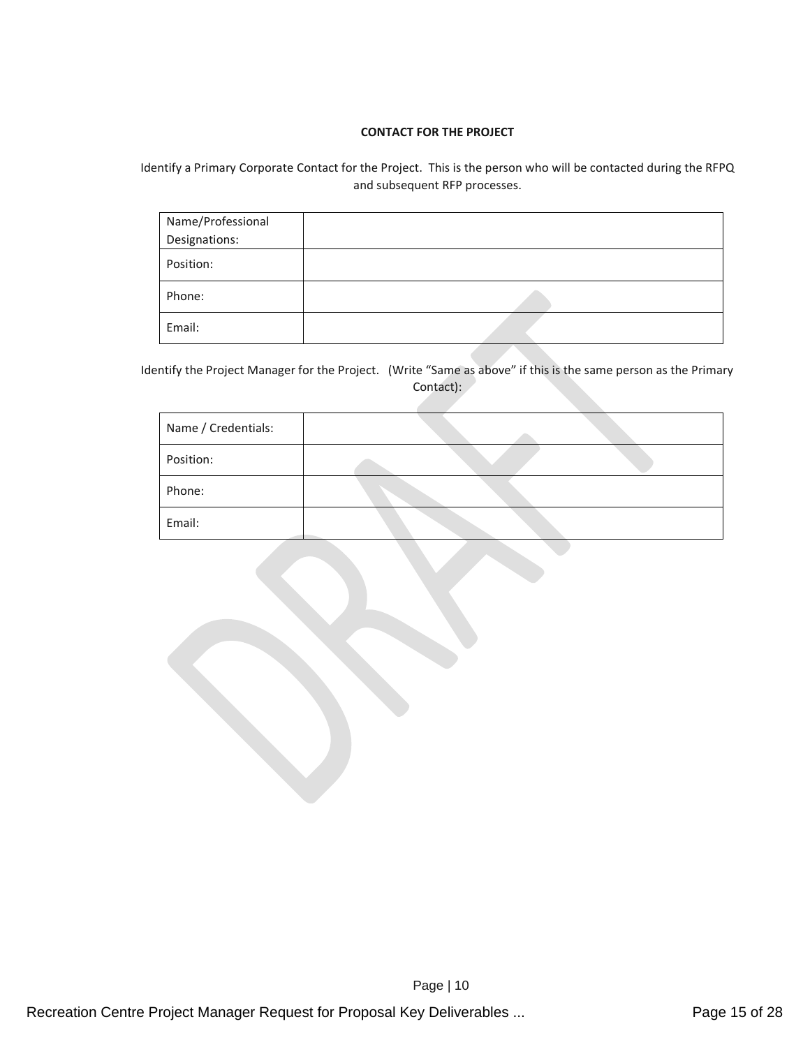**CONTACT FOR THE PROJECT**

Identify a Primary Corporate Contact for the Project. This is the person who will be contacted during the RFPQ and subsequent RFP processes.

| Name/Professional Designations: | |
|---|---|
| Position: | |
| Phone: | |
| Email: | |

Identify the Project Manager for the Project. (Write "Same as above" if this is the same person as the Primary Contact):

| Name / Credentials: | |
|---|---|
| Position: | |
| Phone: | |
| Email: | |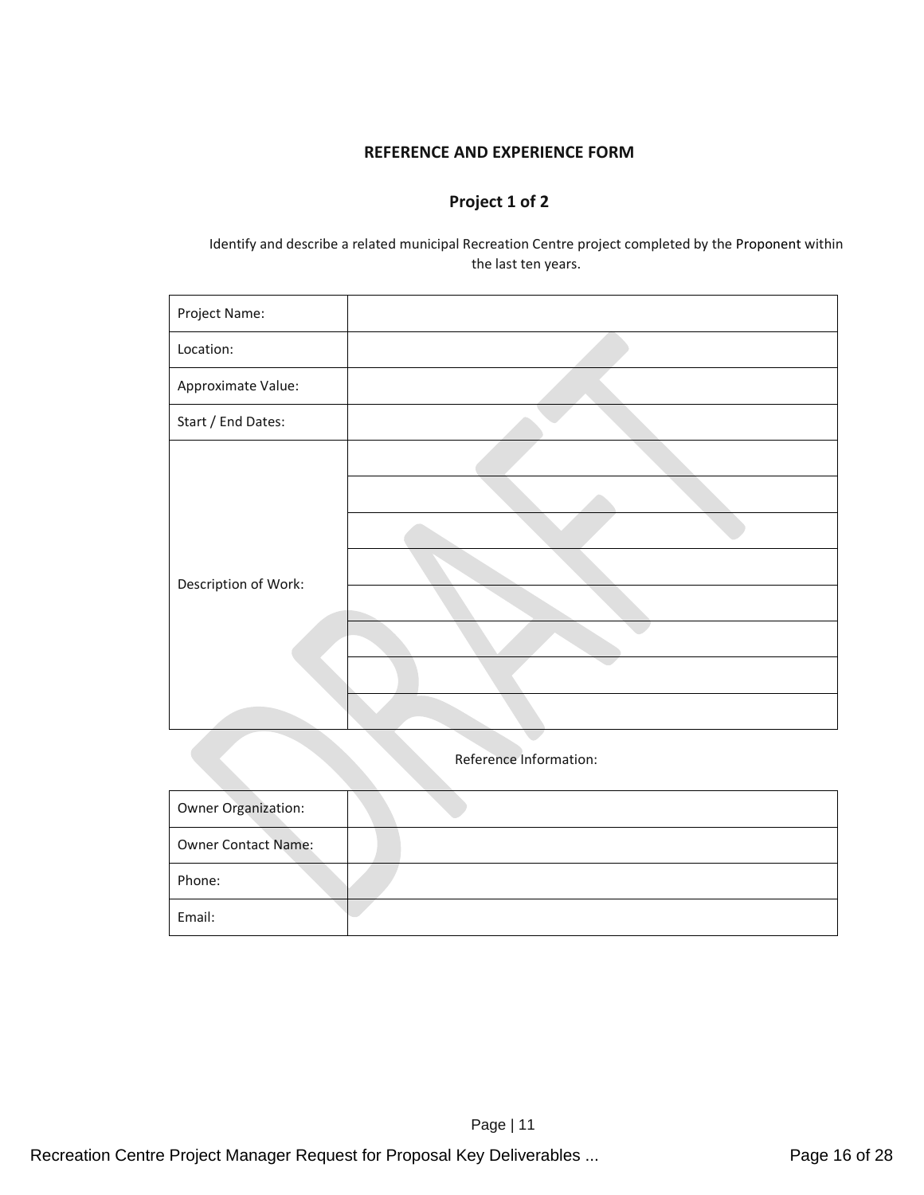## REFERENCE AND EXPERIENCE FORM

### Project 1 of 2

Identify and describe a related municipal Recreation Centre project completed by the Proponent within the last ten years.

| | |
|---|---|
| Project Name: | |
| Location: | |
| Approximate Value: | |
| Start / End Dates: | |
| Description of Work: | |
| | |
| | |
| | |
| | |
| | |
| | |
| | |

Reference Information:

| | |
|---|---|
| Owner Organization: | |
| Owner Contact Name: | |
| Phone: | |
| Email: | |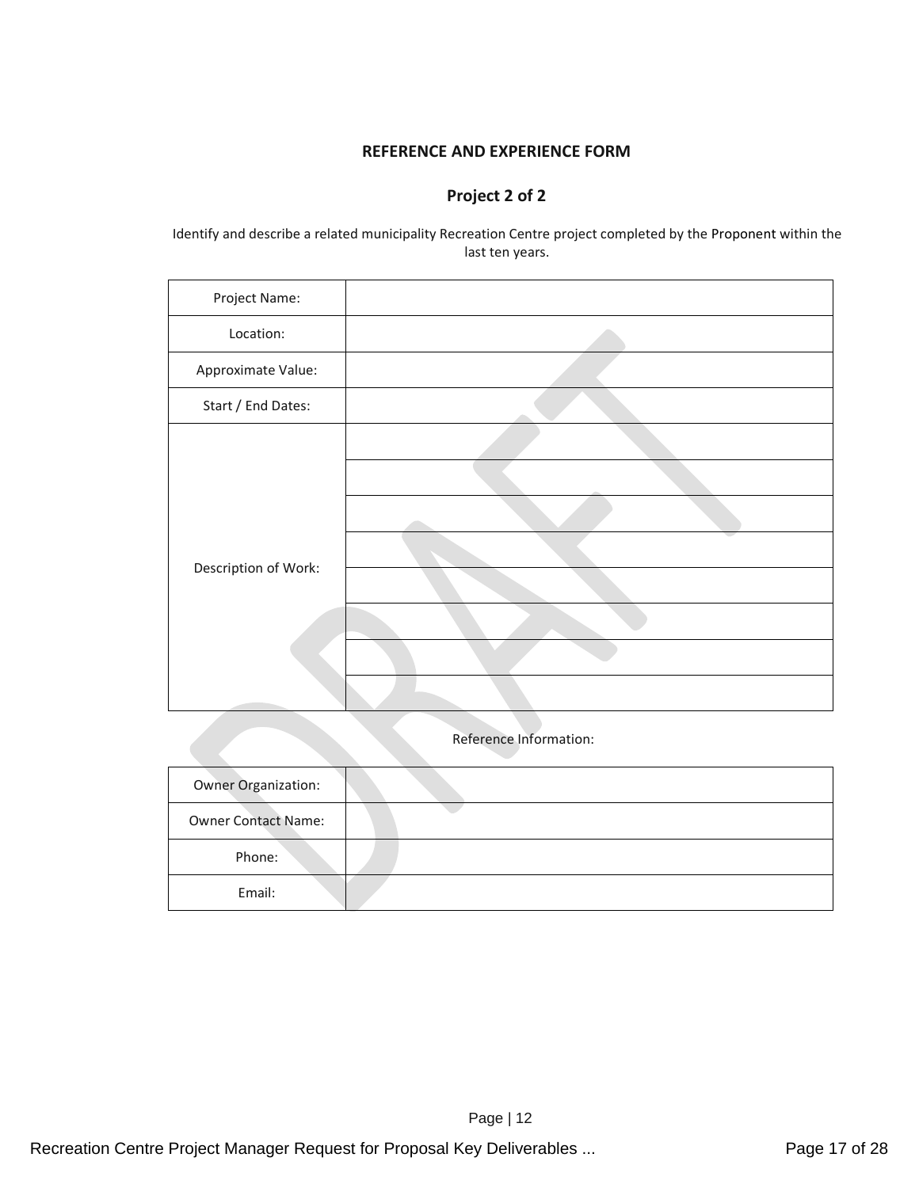**REFERENCE AND EXPERIENCE FORM**

**Project 2 of 2**

Identify and describe a related municipality Recreation Centre project completed by the Proponent within the last ten years.

| | |
|---|---|
| Project Name: | |
| Location: | |
| Approximate Value: | |
| Start / End Dates: | |
| Description of Work: | |
| | |
| | |
| | |
| | |
| | |
| | |
| | |

Reference Information:

| | |
|---|---|
| Owner Organization: | |
| Owner Contact Name: | |
| Phone: | |
| Email: | |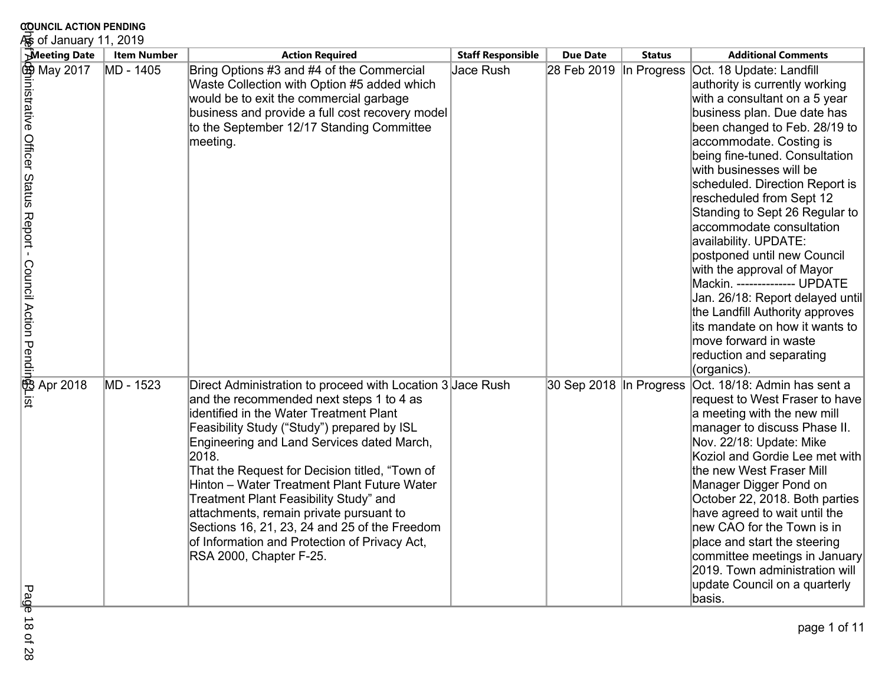**COUNCIL ACTION PENDING**

As of January 11, 2019

| Meeting Date | Item Number | Action Required | Staff Responsible | Due Date | Status | Additional Comments |
|---|---|---|---|---|---|---|
| 09 May 2017 | MD - 1405 | Bring Options #3 and #4 of the Commercial Waste Collection with Option #5 added which would be to exit the commercial garbage business and provide a full cost recovery model to the September 12/17 Standing Committee meeting. | Jace Rush | 28 Feb 2019 | In Progress | Oct. 18 Update: Landfill authority is currently working with a consultant on a 5 year business plan. Due date has been changed to Feb. 28/19 to accommodate. Costing is being fine-tuned. Consultation with businesses will be scheduled. Direction Report is rescheduled from Sept 12 Standing to Sept 26 Regular to accommodate consultation availability. UPDATE: postponed until new Council with the approval of Mayor Mackin. ------------- UPDATE Jan. 26/18: Report delayed until the Landfill Authority approves its mandate on how it wants to move forward in waste reduction and separating (organics). |
| 03 Apr 2018 | MD - 1523 | Direct Administration to proceed with Location 3 and the recommended next steps 1 to 4 as identified in the Water Treatment Plant Feasibility Study ("Study") prepared by ISL Engineering and Land Services dated March, 2018.<br>That the Request for Decision titled, "Town of Hinton – Water Treatment Plant Future Water Treatment Plant Feasibility Study" and attachments, remain private pursuant to Sections 16, 21, 23, 24 and 25 of the Freedom of Information and Protection of Privacy Act, RSA 2000, Chapter F-25. | Jace Rush | 30 Sep 2018 | In Progress | Oct. 18/18: Admin has sent a request to West Fraser to have a meeting with the new mill manager to discuss Phase II. Nov. 22/18: Update: Mike Koziol and Gordie Lee met with the new West Fraser Mill Manager Digger Pond on October 22, 2018. Both parties have agreed to wait until the new CAO for the Town is in place and start the steering committee meetings in January 2019. Town administration will update Council on a quarterly basis. |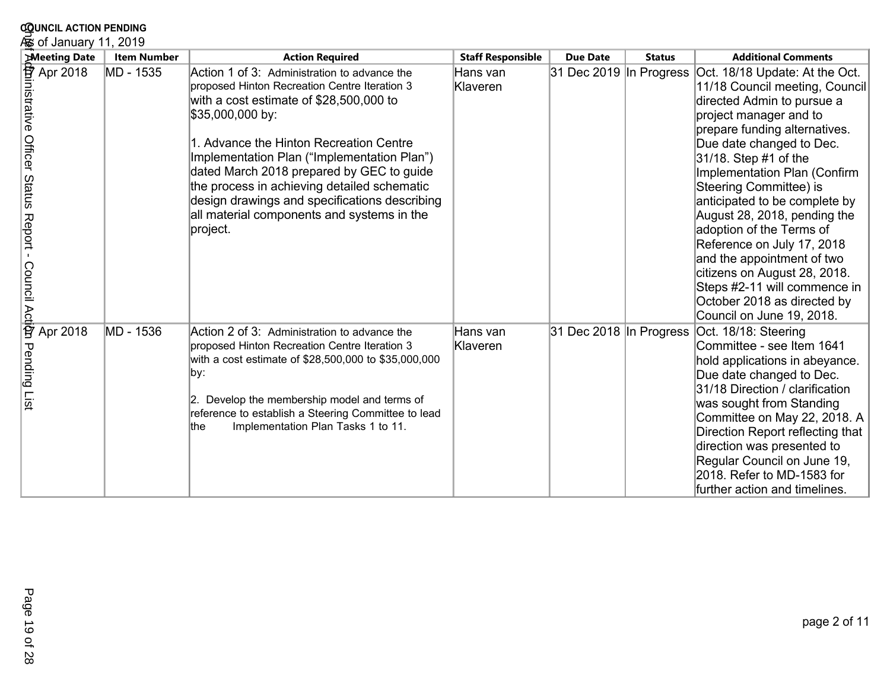**COUNCIL ACTION PENDING**
As of January 11, 2019

| Meeting Date | Item Number | Action Required | Staff Responsible | Due Date | Status | Additional Comments |
|---|---|---|---|---|---|---|
| 17 Apr 2018 | MD - 1535 | Action 1 of 3: Administration to advance the proposed Hinton Recreation Centre Iteration 3 with a cost estimate of $28,500,000 to $35,000,000 by:<br><br>1. Advance the Hinton Recreation Centre Implementation Plan ("Implementation Plan") dated March 2018 prepared by GEC to guide the process in achieving detailed schematic design drawings and specifications describing all material components and systems in the project. | Hans van Klaveren | 31 Dec 2019 | In Progress | Oct. 18/18 Update: At the Oct. 11/18 Council meeting, Council directed Admin to pursue a project manager and to prepare funding alternatives. Due date changed to Dec. 31/18. Step #1 of the Implementation Plan (Confirm Steering Committee) is anticipated to be complete by August 28, 2018, pending the adoption of the Terms of Reference on July 17, 2018 and the appointment of two citizens on August 28, 2018. Steps #2-11 will commence in October 2018 as directed by Council on June 19, 2018. |
| 17 Apr 2018 | MD - 1536 | Action 2 of 3: Administration to advance the proposed Hinton Recreation Centre Iteration 3 with a cost estimate of $28,500,000 to $35,000,000 by:<br><br>2. Develop the membership model and terms of reference to establish a Steering Committee to lead the Implementation Plan Tasks 1 to 11. | Hans van Klaveren | 31 Dec 2018 | In Progress | Oct. 18/18: Steering Committee - see Item 1641 hold applications in abeyance. Due date changed to Dec. 31/18 Direction / clarification was sought from Standing Committee on May 22, 2018. A Direction Report reflecting that direction was presented to Regular Council on June 19, 2018. Refer to MD-1583 for further action and timelines. |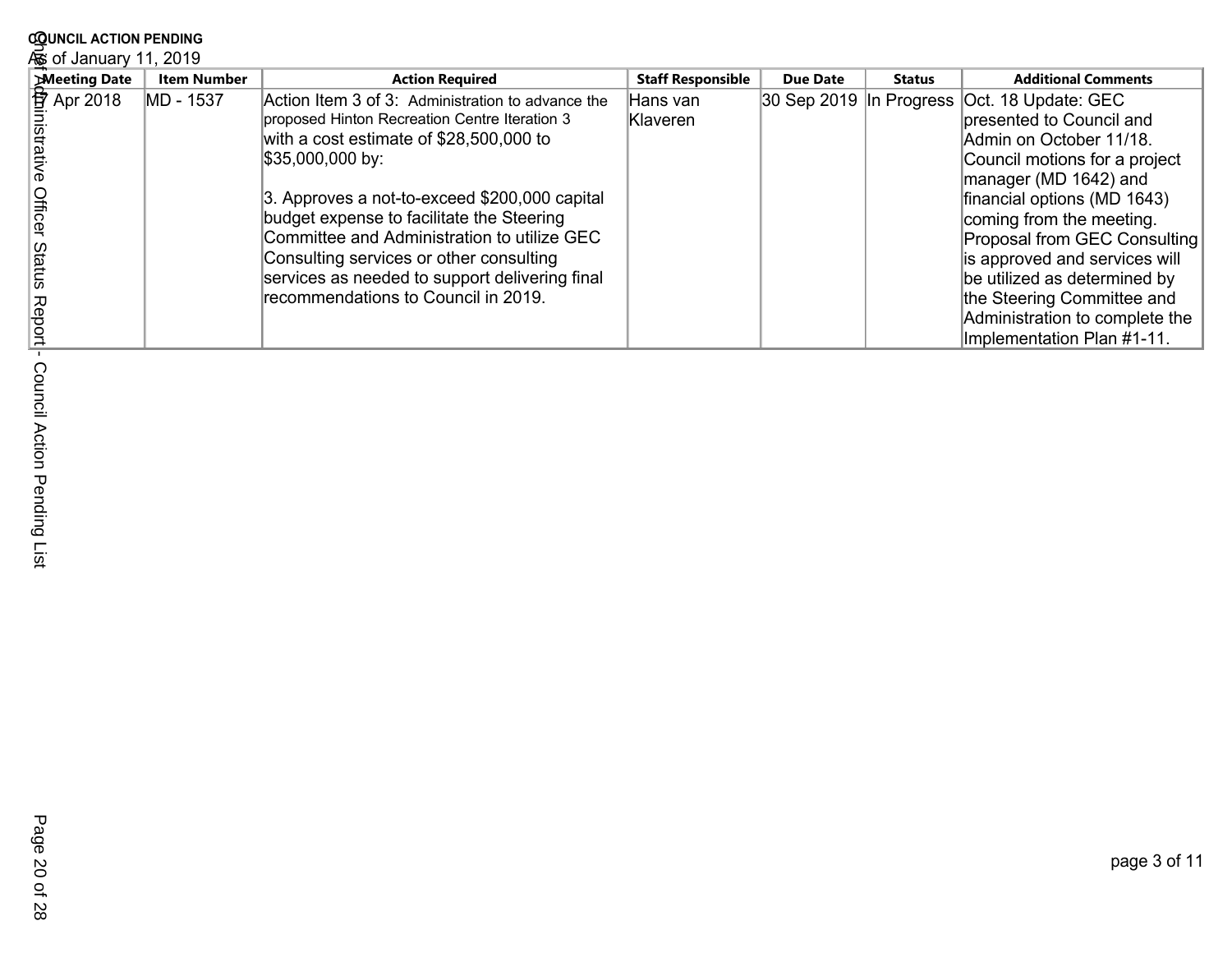**COUNCIL ACTION PENDING**

As of January 11, 2019

| Meeting Date | Item Number | Action Required | Staff Responsible | Due Date | Status | Additional Comments |
|---|---|---|---|---|---|---|
| 17 Apr 2018 | MD - 1537 | Action Item 3 of 3: Administration to advance the proposed Hinton Recreation Centre Iteration 3 with a cost estimate of $28,500,000 to $35,000,000 by:<br><br>3. Approves a not-to-exceed $200,000 capital budget expense to facilitate the Steering Committee and Administration to utilize GEC Consulting services or other consulting services as needed to support delivering final recommendations to Council in 2019. | Hans van Klaveren | 30 Sep 2019 | In Progress | Oct. 18 Update: GEC presented to Council and Admin on October 11/18. Council motions for a project manager (MD 1642) and financial options (MD 1643) coming from the meeting. Proposal from GEC Consulting is approved and services will be utilized as determined by the Steering Committee and Administration to complete the Implementation Plan #1-11. |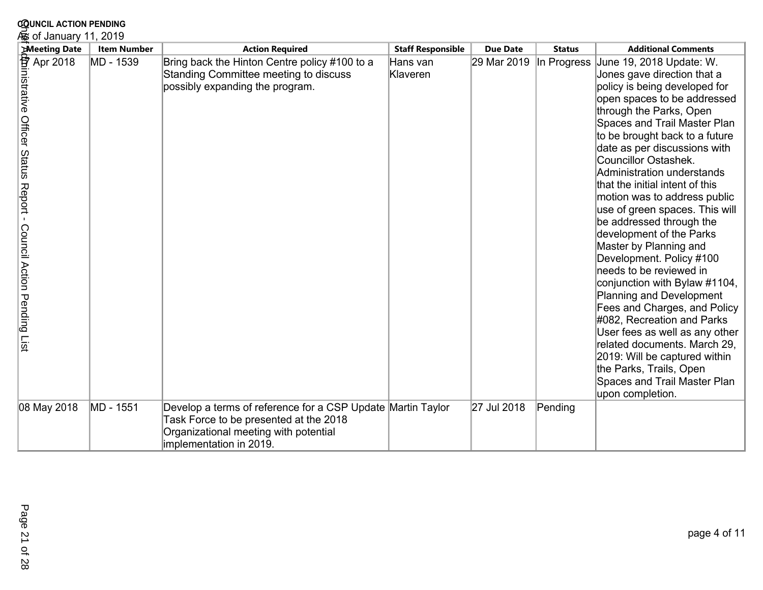**COUNCIL ACTION PENDING**

As of January 11, 2019

| Meeting Date | Item Number | Action Required | Staff Responsible | Due Date | Status | Additional Comments |
|---|---|---|---|---|---|---|
| 17 Apr 2018 | MD - 1539 | Bring back the Hinton Centre policy #100 to a Standing Committee meeting to discuss possibly expanding the program. | Hans van Klaveren | 29 Mar 2019 | In Progress | June 19, 2018 Update: W. Jones gave direction that a policy is being developed for open spaces to be addressed through the Parks, Open Spaces and Trail Master Plan to be brought back to a future date as per discussions with Councillor Ostashek. Administration understands that the initial intent of this motion was to address public use of green spaces. This will be addressed through the development of the Parks Master by Planning and Development. Policy #100 needs to be reviewed in conjunction with Bylaw #1104, Planning and Development Fees and Charges, and Policy #082, Recreation and Parks User fees as well as any other related documents. March 29, 2019: Will be captured within the Parks, Trails, Open Spaces and Trail Master Plan upon completion. |
| 08 May 2018 | MD - 1551 | Develop a terms of reference for a CSP Update Task Force to be presented at the 2018 Organizational meeting with potential implementation in 2019. | Martin Taylor | 27 Jul 2018 | Pending | |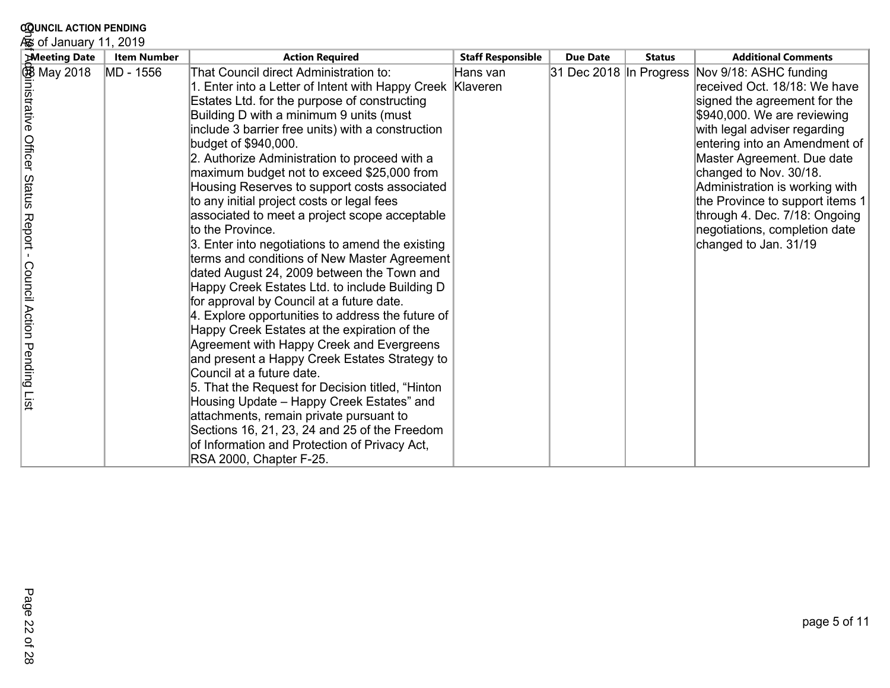**COUNCIL ACTION PENDING**

As of January 11, 2019

| Meeting Date | Item Number | Action Required | Staff Responsible | Due Date | Status | Additional Comments |
|---|---|---|---|---|---|---|
| 08 May 2018 | MD - 1556 | That Council direct Administration to:<br>1. Enter into a Letter of Intent with Happy Creek Estates Ltd. for the purpose of constructing Building D with a minimum 9 units (must include 3 barrier free units) with a construction budget of $940,000.<br>2. Authorize Administration to proceed with a maximum budget not to exceed $25,000 from Housing Reserves to support costs associated to any initial project costs or legal fees associated to meet a project scope acceptable to the Province.<br>3. Enter into negotiations to amend the existing terms and conditions of New Master Agreement dated August 24, 2009 between the Town and Happy Creek Estates Ltd. to include Building D for approval by Council at a future date.<br>4. Explore opportunities to address the future of Happy Creek Estates at the expiration of the Agreement with Happy Creek and Evergreens and present a Happy Creek Estates Strategy to Council at a future date.<br>5. That the Request for Decision titled, "Hinton Housing Update – Happy Creek Estates" and attachments, remain private pursuant to Sections 16, 21, 23, 24 and 25 of the Freedom of Information and Protection of Privacy Act, RSA 2000, Chapter F-25. | Hans van Klaveren | 31 Dec 2018 | In Progress | Nov 9/18: ASHC funding received Oct. 18/18: We have signed the agreement for the $940,000. We are reviewing with legal adviser regarding entering into an Amendment of Master Agreement. Due date changed to Nov. 30/18. Administration is working with the Province to support items 1 through 4. Dec. 7/18: Ongoing negotiations, completion date changed to Jan. 31/19 |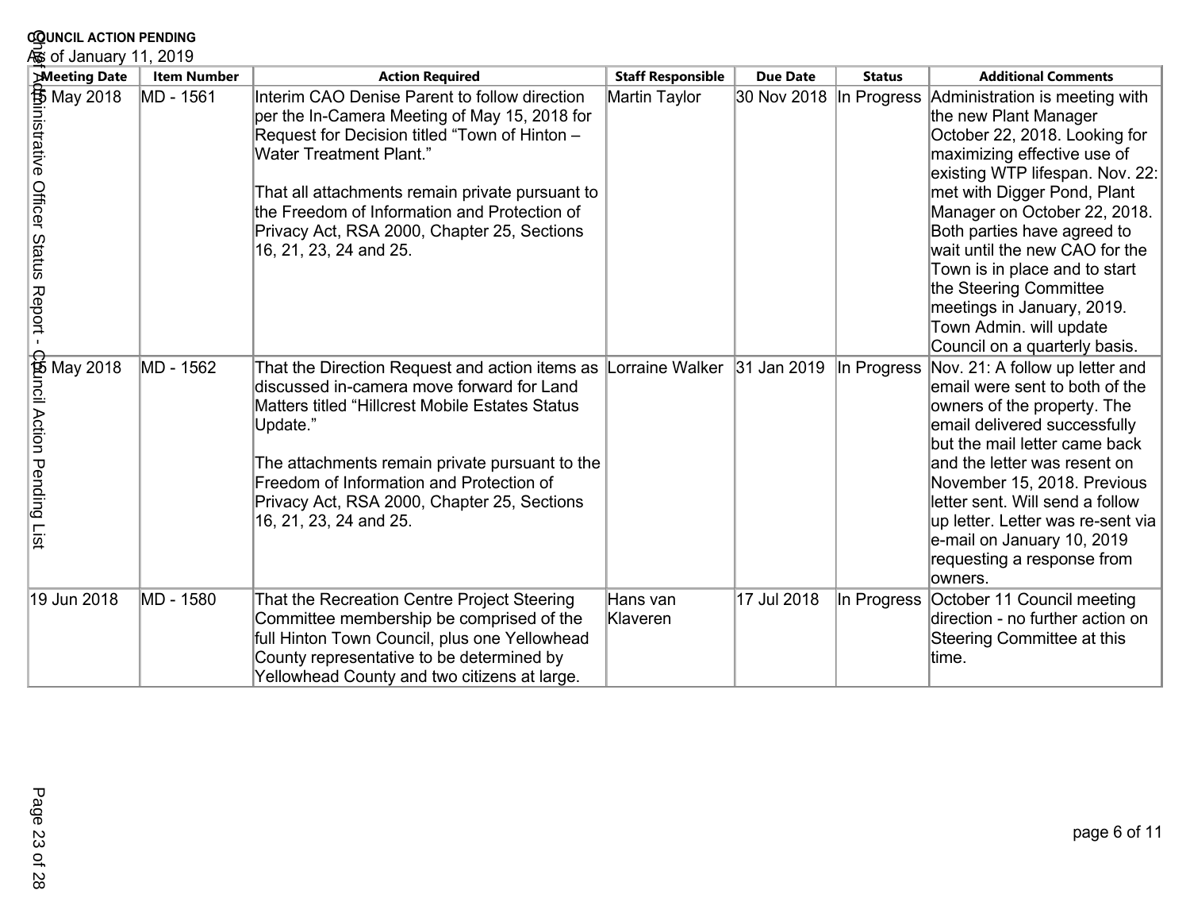**COUNCIL ACTION PENDING**
As of January 11, 2019

| Meeting Date | Item Number | Action Required | Staff Responsible | Due Date | Status | Additional Comments |
|---|---|---|---|---|---|---|
| 15 May 2018 | MD - 1561 | Interim CAO Denise Parent to follow direction per the In-Camera Meeting of May 15, 2018 for Request for Decision titled "Town of Hinton – Water Treatment Plant."<br><br>That all attachments remain private pursuant to the Freedom of Information and Protection of Privacy Act, RSA 2000, Chapter 25, Sections 16, 21, 23, 24 and 25. | Martin Taylor | 30 Nov 2018 | In Progress | Administration is meeting with the new Plant Manager October 22, 2018. Looking for maximizing effective use of existing WTP lifespan. Nov. 22: met with Digger Pond, Plant Manager on October 22, 2018. Both parties have agreed to wait until the new CAO for the Town is in place and to start the Steering Committee meetings in January, 2019. Town Admin. will update Council on a quarterly basis. |
| 15 May 2018 | MD - 1562 | That the Direction Request and action items as discussed in-camera move forward for Land Matters titled "Hillcrest Mobile Estates Status Update."<br><br>The attachments remain private pursuant to the Freedom of Information and Protection of Privacy Act, RSA 2000, Chapter 25, Sections 16, 21, 23, 24 and 25. | Lorraine Walker | 31 Jan 2019 | In Progress | Nov. 21: A follow up letter and email were sent to both of the owners of the property. The email delivered successfully but the mail letter came back and the letter was resent on November 15, 2018. Previous letter sent. Will send a follow up letter. Letter was re-sent via e-mail on January 10, 2019 requesting a response from owners. |
| 19 Jun 2018 | MD - 1580 | That the Recreation Centre Project Steering Committee membership be comprised of the full Hinton Town Council, plus one Yellowhead County representative to be determined by Yellowhead County and two citizens at large. | Hans van Klaveren | 17 Jul 2018 | In Progress | October 11 Council meeting direction - no further action on Steering Committee at this time. |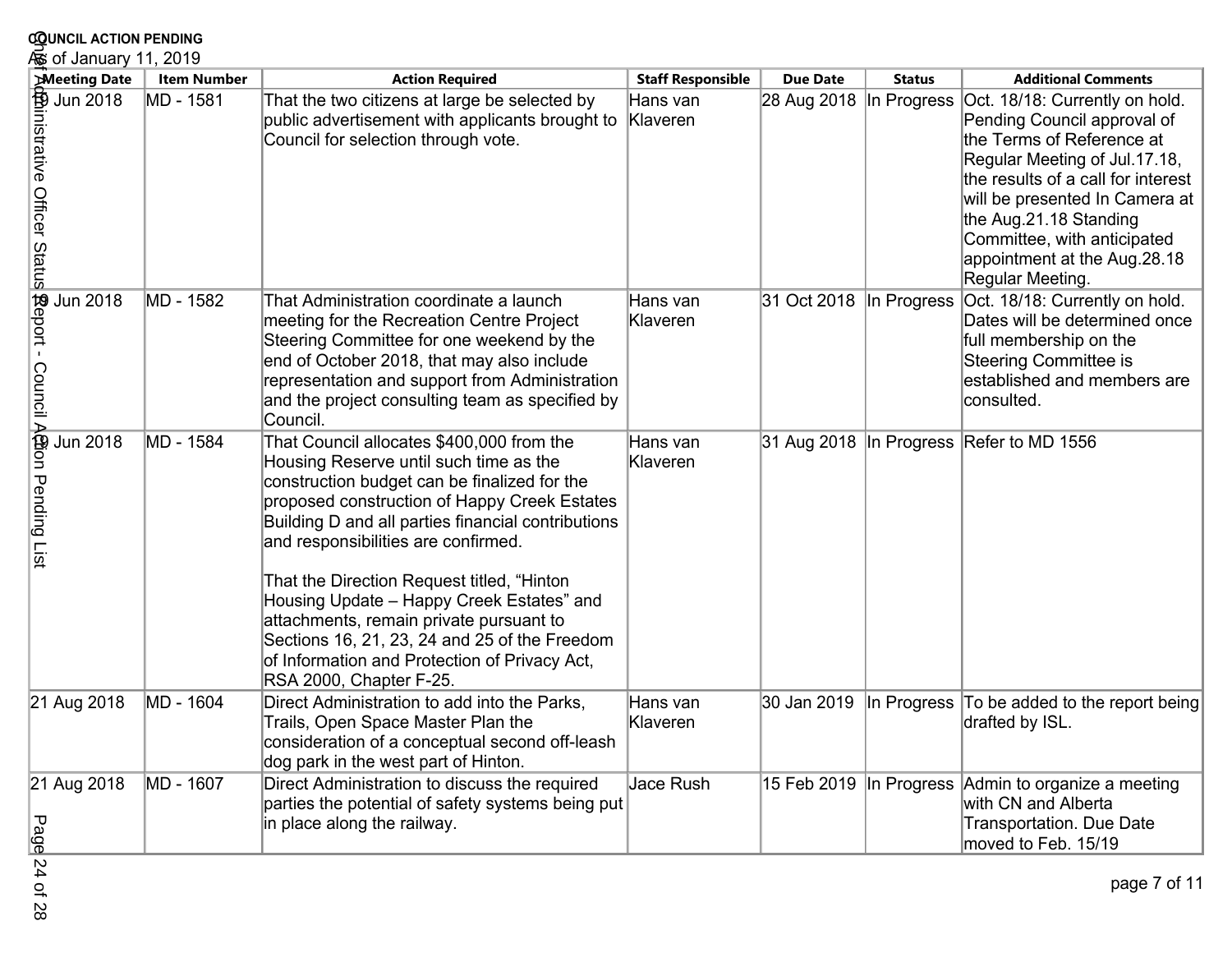**COUNCIL ACTION PENDING**

As of January 11, 2019

| Meeting Date | Item Number | Action Required | Staff Responsible | Due Date | Status | Additional Comments |
|---|---|---|---|---|---|---|
| 19 Jun 2018 | MD - 1581 | That the two citizens at large be selected by public advertisement with applicants brought to Council for selection through vote. | Hans van Klaveren | 28 Aug 2018 | In Progress | Oct. 18/18: Currently on hold. Pending Council approval of the Terms of Reference at Regular Meeting of Jul.17.18, the results of a call for interest will be presented In Camera at the Aug.21.18 Standing Committee, with anticipated appointment at the Aug.28.18 Regular Meeting. |
| 19 Jun 2018 | MD - 1582 | That Administration coordinate a launch meeting for the Recreation Centre Project Steering Committee for one weekend by the end of October 2018, that may also include representation and support from Administration and the project consulting team as specified by Council. | Hans van Klaveren | 31 Oct 2018 | In Progress | Oct. 18/18: Currently on hold. Dates will be determined once full membership on the Steering Committee is established and members are consulted. |
| 19 Jun 2018 | MD - 1584 | That Council allocates $400,000 from the Housing Reserve until such time as the construction budget can be finalized for the proposed construction of Happy Creek Estates Building D and all parties financial contributions and responsibilities are confirmed.<br><br>That the Direction Request titled, "Hinton Housing Update – Happy Creek Estates" and attachments, remain private pursuant to Sections 16, 21, 23, 24 and 25 of the Freedom of Information and Protection of Privacy Act, RSA 2000, Chapter F-25. | Hans van Klaveren | 31 Aug 2018 | In Progress | Refer to MD 1556 |
| 21 Aug 2018 | MD - 1604 | Direct Administration to add into the Parks, Trails, Open Space Master Plan the consideration of a conceptual second off-leash dog park in the west part of Hinton. | Hans van Klaveren | 30 Jan 2019 | In Progress | To be added to the report being drafted by ISL. |
| 21 Aug 2018 | MD - 1607 | Direct Administration to discuss the required parties the potential of safety systems being put in place along the railway. | Jace Rush | 15 Feb 2019 | In Progress | Admin to organize a meeting with CN and Alberta Transportation. Due Date moved to Feb. 15/19 |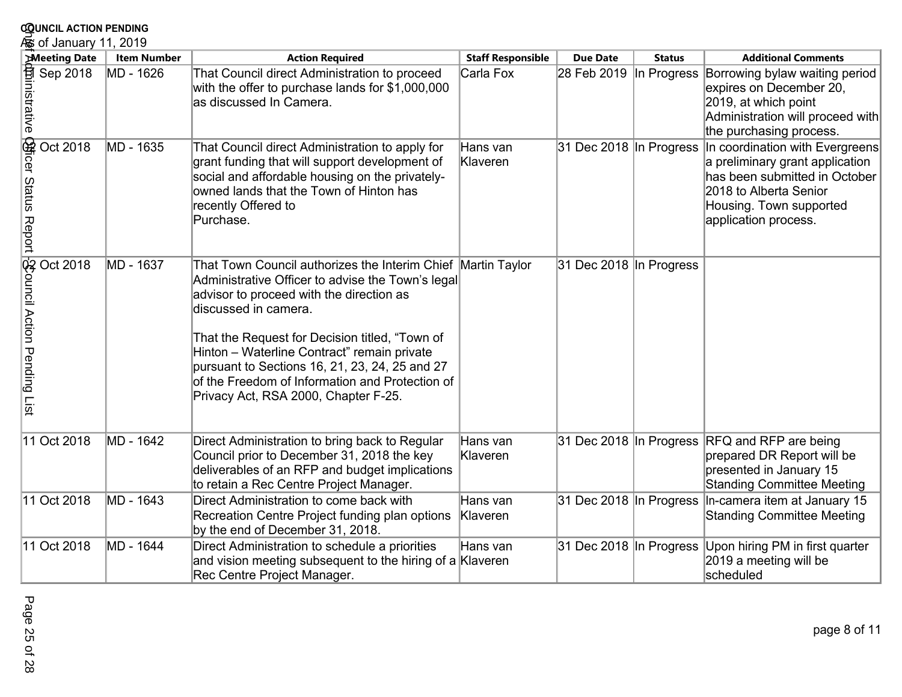**COUNCIL ACTION PENDING**

As of January 11, 2019

| Meeting Date | Item Number | Action Required | Staff Responsible | Due Date | Status | Additional Comments |
|---|---|---|---|---|---|---|
| 11 Sep 2018 | MD - 1626 | That Council direct Administration to proceed with the offer to purchase lands for $1,000,000 as discussed In Camera. | Carla Fox | 28 Feb 2019 | In Progress | Borrowing bylaw waiting period expires on December 20, 2019, at which point Administration will proceed with the purchasing process. |
| 02 Oct 2018 | MD - 1635 | That Council direct Administration to apply for grant funding that will support development of social and affordable housing on the privately-owned lands that the Town of Hinton has recently Offered to Purchase. | Hans van Klaveren | 31 Dec 2018 | In Progress | In coordination with Evergreens a preliminary grant application has been submitted in October 2018 to Alberta Senior Housing. Town supported application process. |
| 02 Oct 2018 | MD - 1637 | That Town Council authorizes the Interim Chief Administrative Officer to advise the Town's legal advisor to proceed with the direction as discussed in camera.<br><br>That the Request for Decision titled, "Town of Hinton – Waterline Contract" remain private pursuant to Sections 16, 21, 23, 24, 25 and 27 of the Freedom of Information and Protection of Privacy Act, RSA 2000, Chapter F-25. | Martin Taylor | 31 Dec 2018 | In Progress | |
| 11 Oct 2018 | MD - 1642 | Direct Administration to bring back to Regular Council prior to December 31, 2018 the key deliverables of an RFP and budget implications to retain a Rec Centre Project Manager. | Hans van Klaveren | 31 Dec 2018 | In Progress | RFQ and RFP are being prepared DR Report will be presented in January 15 Standing Committee Meeting |
| 11 Oct 2018 | MD - 1643 | Direct Administration to come back with Recreation Centre Project funding plan options by the end of December 31, 2018. | Hans van Klaveren | 31 Dec 2018 | In Progress | In-camera item at January 15 Standing Committee Meeting |
| 11 Oct 2018 | MD - 1644 | Direct Administration to schedule a priorities and vision meeting subsequent to the hiring of a Rec Centre Project Manager. | Hans van Klaveren | 31 Dec 2018 | In Progress | Upon hiring PM in first quarter 2019 a meeting will be scheduled |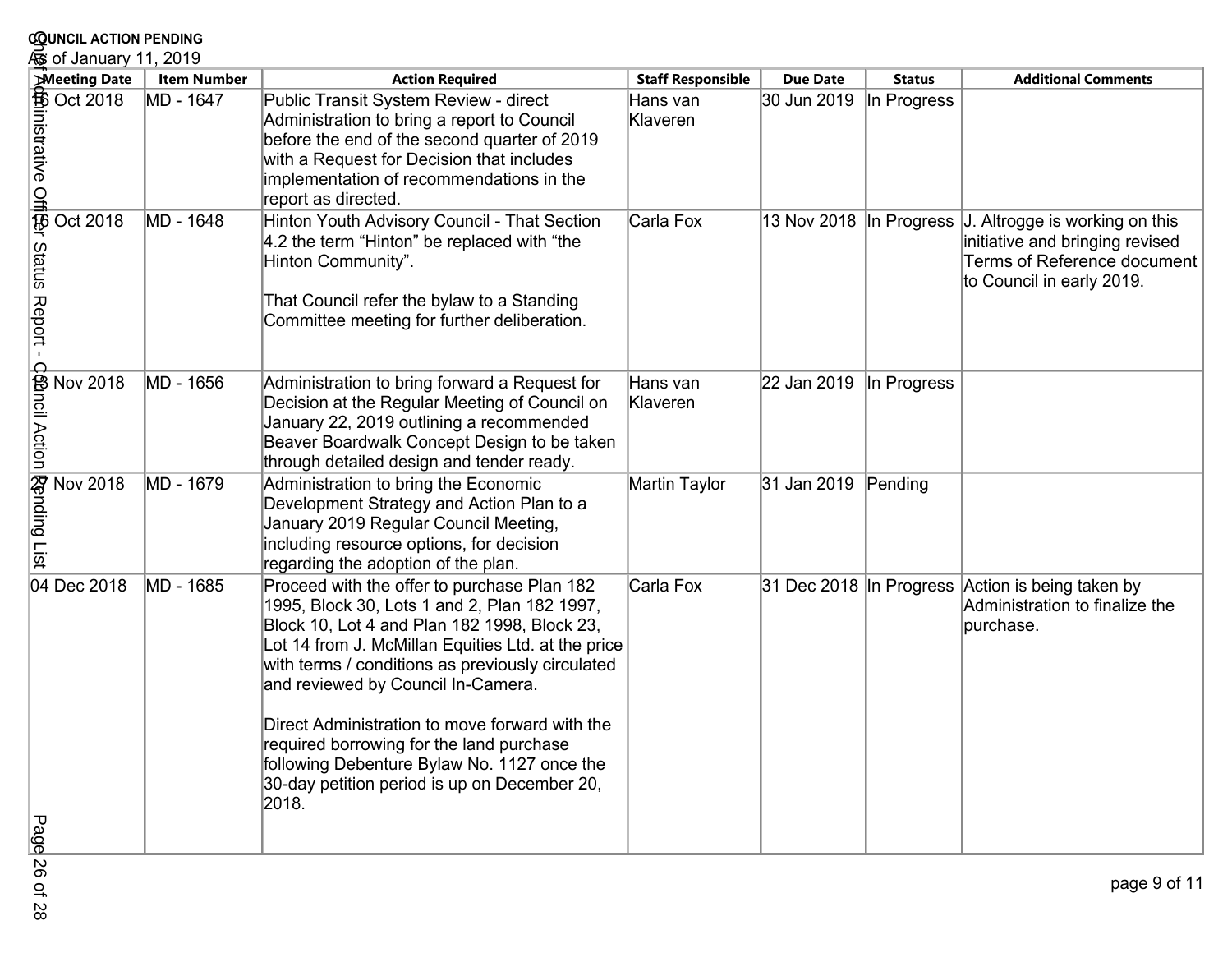**COUNCIL ACTION PENDING**

As of January 11, 2019

| Meeting Date | Item Number | Action Required | Staff Responsible | Due Date | Status | Additional Comments |
|---|---|---|---|---|---|---|
| 16 Oct 2018 | MD - 1647 | Public Transit System Review - direct Administration to bring a report to Council before the end of the second quarter of 2019 with a Request for Decision that includes implementation of recommendations in the report as directed. | Hans van Klaveren | 30 Jun 2019 | In Progress | |
| 16 Oct 2018 | MD - 1648 | Hinton Youth Advisory Council - That Section 4.2 the term "Hinton" be replaced with "the Hinton Community".<br><br>That Council refer the bylaw to a Standing Committee meeting for further deliberation. | Carla Fox | 13 Nov 2018 | In Progress | J. Altrogge is working on this initiative and bringing revised Terms of Reference document to Council in early 2019. |
| 13 Nov 2018 | MD - 1656 | Administration to bring forward a Request for Decision at the Regular Meeting of Council on January 22, 2019 outlining a recommended Beaver Boardwalk Concept Design to be taken through detailed design and tender ready. | Hans van Klaveren | 22 Jan 2019 | In Progress | |
| 27 Nov 2018 | MD - 1679 | Administration to bring the Economic Development Strategy and Action Plan to a January 2019 Regular Council Meeting, including resource options, for decision regarding the adoption of the plan. | Martin Taylor | 31 Jan 2019 | Pending | |
| 04 Dec 2018 | MD - 1685 | Proceed with the offer to purchase Plan 182 1995, Block 30, Lots 1 and 2, Plan 182 1997, Block 10, Lot 4 and Plan 182 1998, Block 23, Lot 14 from J. McMillan Equities Ltd. at the price with terms / conditions as previously circulated and reviewed by Council In-Camera.<br><br>Direct Administration to move forward with the required borrowing for the land purchase following Debenture Bylaw No. 1127 once the 30-day petition period is up on December 20, 2018. | Carla Fox | 31 Dec 2018 | In Progress | Action is being taken by Administration to finalize the purchase. |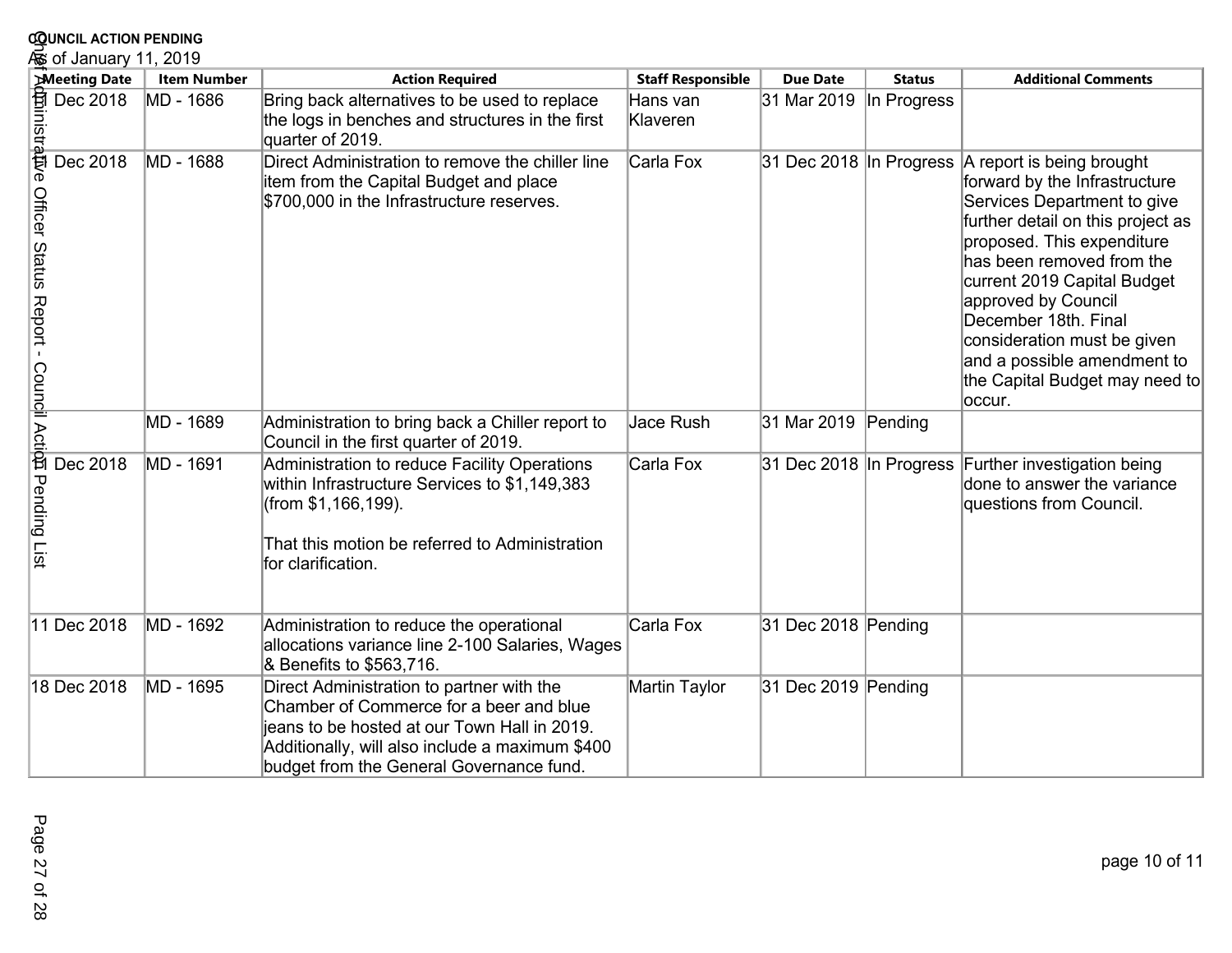**COUNCIL ACTION PENDING**

As of January 11, 2019

| Meeting Date | Item Number | Action Required | Staff Responsible | Due Date | Status | Additional Comments |
|---|---|---|---|---|---|---|
| 11 Dec 2018 | MD - 1686 | Bring back alternatives to be used to replace the logs in benches and structures in the first quarter of 2019. | Hans van Klaveren | 31 Mar 2019 | In Progress | |
| 11 Dec 2018 | MD - 1688 | Direct Administration to remove the chiller line item from the Capital Budget and place $700,000 in the Infrastructure reserves. | Carla Fox | 31 Dec 2018 | In Progress | A report is being brought forward by the Infrastructure Services Department to give further detail on this project as proposed. This expenditure has been removed from the current 2019 Capital Budget approved by Council December 18th. Final consideration must be given and a possible amendment to the Capital Budget may need to occur. |
| | MD - 1689 | Administration to bring back a Chiller report to Council in the first quarter of 2019. | Jace Rush | 31 Mar 2019 | Pending | |
| 11 Dec 2018 | MD - 1691 | Administration to reduce Facility Operations within Infrastructure Services to $1,149,383 (from $1,166,199).<br><br>That this motion be referred to Administration for clarification. | Carla Fox | 31 Dec 2018 | In Progress | Further investigation being done to answer the variance questions from Council. |
| 11 Dec 2018 | MD - 1692 | Administration to reduce the operational allocations variance line 2-100 Salaries, Wages & Benefits to $563,716. | Carla Fox | 31 Dec 2018 | Pending | |
| 18 Dec 2018 | MD - 1695 | Direct Administration to partner with the Chamber of Commerce for a beer and blue jeans to be hosted at our Town Hall in 2019. Additionally, will also include a maximum $400 budget from the General Governance fund. | Martin Taylor | 31 Dec 2019 | Pending | |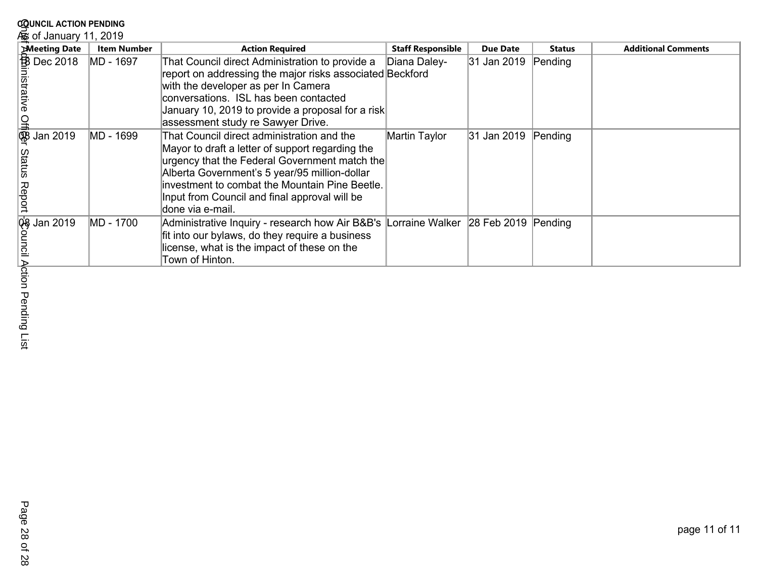**COUNCIL ACTION PENDING**

As of January 11, 2019

| Meeting Date | Item Number | Action Required | Staff Responsible | Due Date | Status | Additional Comments |
|---|---|---|---|---|---|---|
| 18 Dec 2018 | MD - 1697 | That Council direct Administration to provide a report on addressing the major risks associated with the developer as per In Camera conversations. ISL has been contacted January 10, 2019 to provide a proposal for a risk assessment study re Sawyer Drive. | Diana Daley-Beckford | 31 Jan 2019 | Pending | |
| 08 Jan 2019 | MD - 1699 | That Council direct administration and the Mayor to draft a letter of support regarding the urgency that the Federal Government match the Alberta Government's 5 year/95 million-dollar investment to combat the Mountain Pine Beetle. Input from Council and final approval will be done via e-mail. | Martin Taylor | 31 Jan 2019 | Pending | |
| 08 Jan 2019 | MD - 1700 | Administrative Inquiry - research how Air B&B's fit into our bylaws, do they require a business license, what is the impact of these on the Town of Hinton. | Lorraine Walker | 28 Feb 2019 | Pending | |